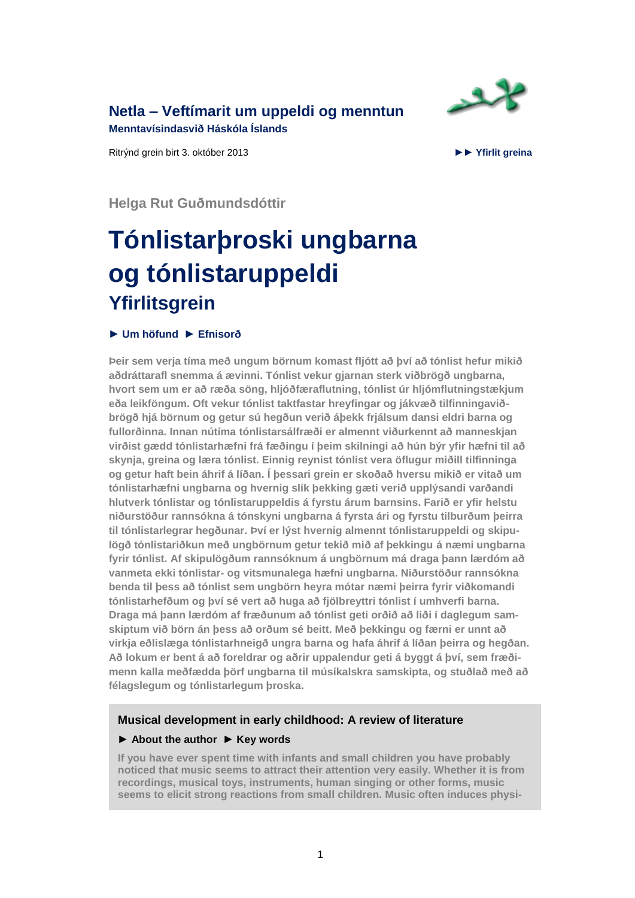**Netla – Veftímarit um uppeldi og menntun**
**Menntavísindasvið Háskóla Íslands**

Ritrýnd grein birt 3. október 2013 ►► Yfirlit greina

**Helga Rut Guðmundsdóttir**

# Tónlistarþroski ungbarna og tónlistaruppeldi

## Yfirlitsgrein

► Um höfund ► Efnisorð

**Þeir sem verja tíma með ungum börnum komast fljótt að því að tónlist hefur mikið aðdráttarafl snemma á ævinni. Tónlist vekur gjarnan sterk viðbrögð ungbarna, hvort sem um er að ræða söng, hljóðfæraflutning, tónlist úr hljómflutningstækjum eða leikföngum. Oft vekur tónlist taktfastar hreyfingar og jákvæð tilfinningaviðbrögð hjá börnum og getur sú hegðun verið áþekk frjálsum dansi eldri barna og fullorðinna. Innan nútíma tónlistarsálfræði er almennt viðurkennt að manneskjan virðist gædd tónlistarhæfni frá fæðingu í þeim skilningi að hún býr yfir hæfni til að skynja, greina og læra tónlist. Einnig reynist tónlist vera öflugur miðill tilfinninga og getur haft bein áhrif á líðan. Í þessari grein er skoðað hversu mikið er vitað um tónlistarhæfni ungbarna og hvernig slík þekking gæti verið upplýsandi varðandi hlutverk tónlistar og tónlistaruppeldis á fyrstu árum barnsins. Farið er yfir helstu niðurstöður rannsókna á tónskyni ungbarna á fyrsta ári og fyrstu tilburðum þeirra til tónlistarlegrar hegðunar. Því er lýst hvernig almennt tónlistaruppeldi og skipulögð tónlistariðkun með ungbörnum getur tekið mið af þekkingu á næmi ungbarna fyrir tónlist. Af skipulögðum rannsóknum á ungbörnum má draga þann lærdóm að vanmeta ekki tónlistar- og vitsmunalega hæfni ungbarna. Niðurstöður rannsókna benda til þess að tónlist sem ungbörn heyra mótar næmi þeirra fyrir viðkomandi tónlistarhefðum og því sé vert að huga að fjölbreyttri tónlist í umhverfi barna. Draga má þann lærdóm af fræðunum að tónlist geti orðið að liði í daglegum samskiptum við börn án þess að orðum sé beitt. Með þekkingu og færni er unnt að virkja eðlislæga tónlistarhneigð ungra barna og hafa áhrif á líðan þeirra og hegðan. Að lokum er bent á að foreldrar og aðrir uppalendur geti á byggt á því, sem fræðimenn kalla meðfædda þörf ungbarna til músíkalskra samskipta, og stuðlað með að félagslegum og tónlistarlegum þroska.**

### Musical development in early childhood: A review of literature

► About the author ► Key words

**If you have ever spent time with infants and small children you have probably noticed that music seems to attract their attention very easily. Whether it is from recordings, musical toys, instruments, human singing or other forms, music seems to elicit strong reactions from small children. Music often induces physi-**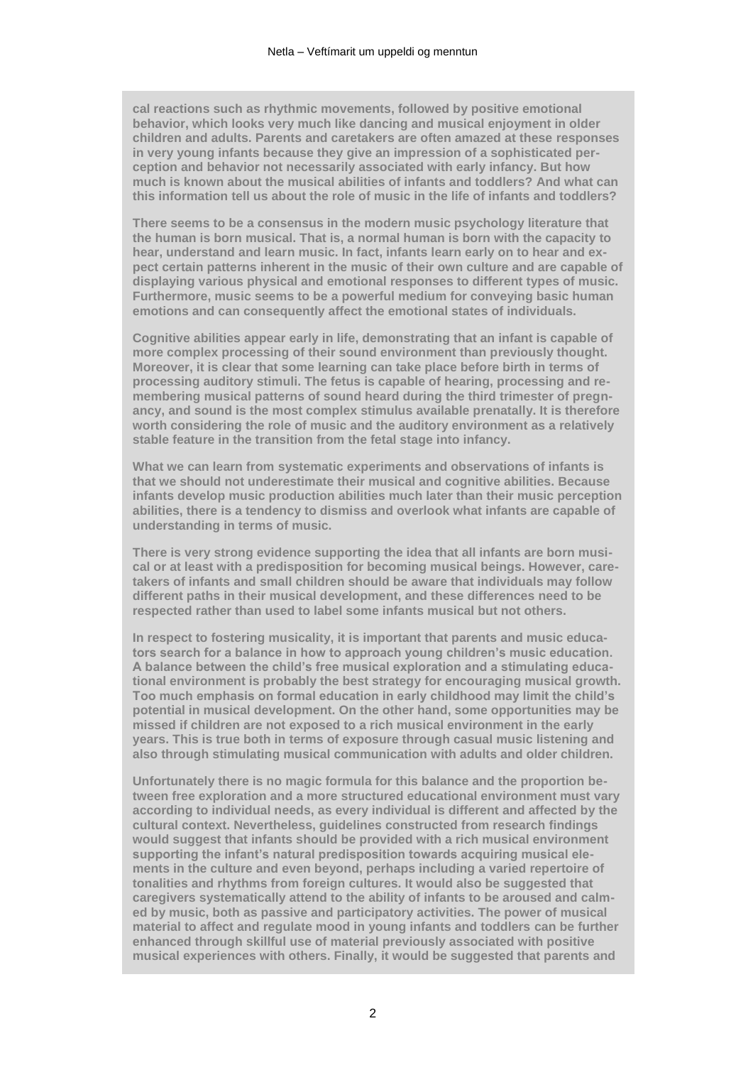cal reactions such as rhythmic movements, followed by positive emotional behavior, which looks very much like dancing and musical enjoyment in older children and adults. Parents and caretakers are often amazed at these responses in very young infants because they give an impression of a sophisticated perception and behavior not necessarily associated with early infancy. But how much is known about the musical abilities of infants and toddlers? And what can this information tell us about the role of music in the life of infants and toddlers?**

**There seems to be a consensus in the modern music psychology literature that the human is born musical. That is, a normal human is born with the capacity to hear, understand and learn music. In fact, infants learn early on to hear and expect certain patterns inherent in the music of their own culture and are capable of displaying various physical and emotional responses to different types of music. Furthermore, music seems to be a powerful medium for conveying basic human emotions and can consequently affect the emotional states of individuals.**

**Cognitive abilities appear early in life, demonstrating that an infant is capable of more complex processing of their sound environment than previously thought. Moreover, it is clear that some learning can take place before birth in terms of processing auditory stimuli. The fetus is capable of hearing, processing and remembering musical patterns of sound heard during the third trimester of pregnancy, and sound is the most complex stimulus available prenatally. It is therefore worth considering the role of music and the auditory environment as a relatively stable feature in the transition from the fetal stage into infancy.**

**What we can learn from systematic experiments and observations of infants is that we should not underestimate their musical and cognitive abilities. Because infants develop music production abilities much later than their music perception abilities, there is a tendency to dismiss and overlook what infants are capable of understanding in terms of music.**

**There is very strong evidence supporting the idea that all infants are born musical or at least with a predisposition for becoming musical beings. However, caretakers of infants and small children should be aware that individuals may follow different paths in their musical development, and these differences need to be respected rather than used to label some infants musical but not others.**

**In respect to fostering musicality, it is important that parents and music educators search for a balance in how to approach young children's music education. A balance between the child's free musical exploration and a stimulating educational environment is probably the best strategy for encouraging musical growth. Too much emphasis on formal education in early childhood may limit the child's potential in musical development. On the other hand, some opportunities may be missed if children are not exposed to a rich musical environment in the early years. This is true both in terms of exposure through casual music listening and also through stimulating musical communication with adults and older children.**

**Unfortunately there is no magic formula for this balance and the proportion between free exploration and a more structured educational environment must vary according to individual needs, as every individual is different and affected by the cultural context. Nevertheless, guidelines constructed from research findings would suggest that infants should be provided with a rich musical environment supporting the infant's natural predisposition towards acquiring musical elements in the culture and even beyond, perhaps including a varied repertoire of tonalities and rhythms from foreign cultures. It would also be suggested that caregivers systematically attend to the ability of infants to be aroused and calmed by music, both as passive and participatory activities. The power of musical material to affect and regulate mood in young infants and toddlers can be further enhanced through skillful use of material previously associated with positive musical experiences with others. Finally, it would be suggested that parents and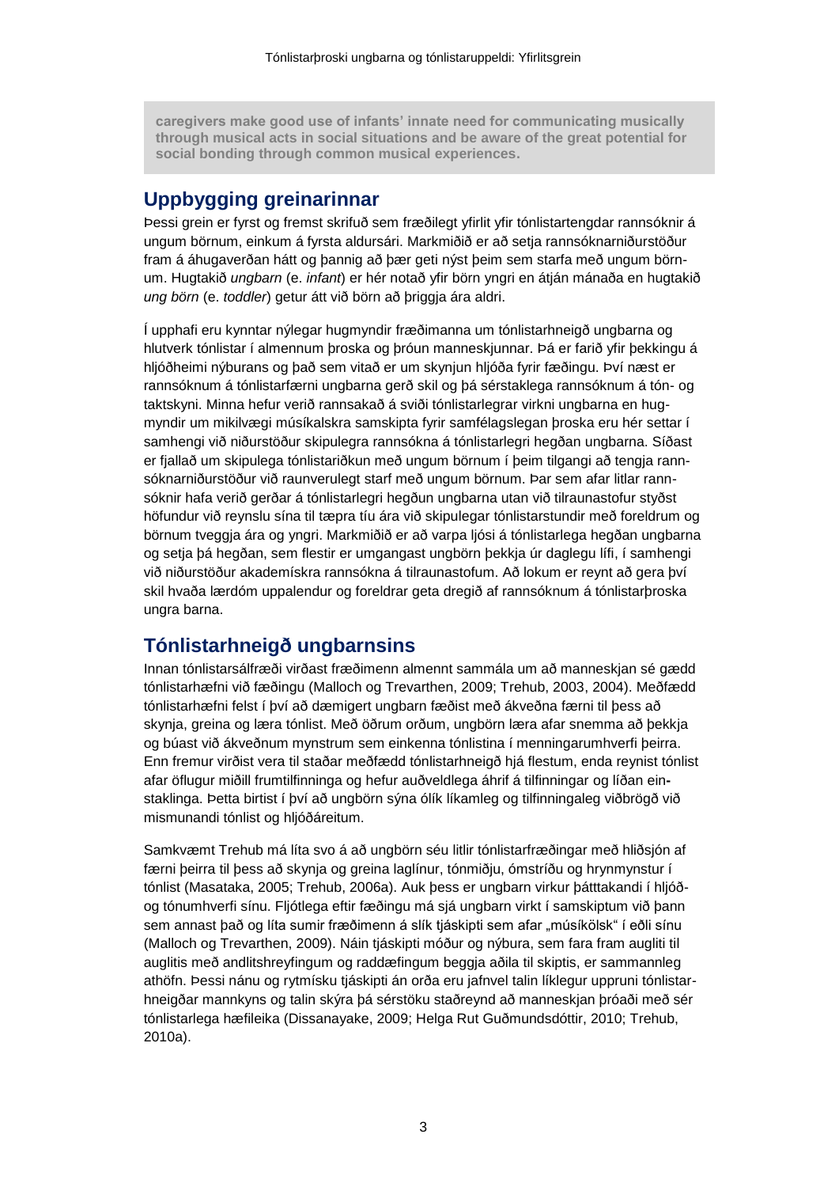**caregivers make good use of infants' innate need for communicating musically through musical acts in social situations and be aware of the great potential for social bonding through common musical experiences.**

## Uppbygging greinarinnar

Þessi grein er fyrst og fremst skrifuð sem fræðilegt yfirlit yfir tónlistartengdar rannsóknir á ungum börnum, einkum á fyrsta aldursári. Markmiðið er að setja rannsóknarniðurstöður fram á áhugaverðan hátt og þannig að þær geti nýst þeim sem starfa með ungum börnum. Hugtakið *ungbarn* (e. *infant*) er hér notað yfir börn yngri en átján mánaða en hugtakið *ung börn* (e. *toddler*) getur átt við börn að þriggja ára aldri.

Í upphafi eru kynntar nýlegar hugmyndir fræðimanna um tónlistarhneigð ungbarna og hlutverk tónlistar í almennum þroska og þróun manneskjunnar. Þá er farið yfir þekkingu á hljóðheimi nýburans og það sem vitað er um skynjun hljóða fyrir fæðingu. Því næst er rannsóknum á tónlistarfærni ungbarna gerð skil og þá sérstaklega rannsóknum á tón- og taktskyni. Minna hefur verið rannsakað á sviði tónlistarlegrar virkni ungbarna en hugmyndir um mikilvægi músíkalskra samskipta fyrir samfélagslegan þroska eru hér settar í samhengi við niðurstöður skipulegra rannsókna á tónlistarlegri hegðan ungbarna. Síðast er fjallað um skipulega tónlistariðkun með ungum börnum í þeim tilgangi að tengja rannsóknarniðurstöður við raunverulegt starf með ungum börnum. Þar sem afar litlar rannsóknir hafa verið gerðar á tónlistarlegri hegðun ungbarna utan við tilraunastofur styðst höfundur við reynslu sína til tæpra tíu ára við skipulegar tónlistarstundir með foreldrum og börnum tveggja ára og yngri. Markmiðið er að varpa ljósi á tónlistarlega hegðan ungbarna og setja þá hegðan, sem flestir er umgangast ungbörn þekkja úr daglegu lífi, í samhengi við niðurstöður akademískra rannsókna á tilraunastofum. Að lokum er reynt að gera því skil hvaða lærdóm uppalendur og foreldrar geta dregið af rannsóknum á tónlistarþroska ungra barna.

## Tónlistarhneigð ungbarnsins

Innan tónlistarsálfræði virðast fræðimenn almennt sammála um að manneskjan sé gædd tónlistarhæfni við fæðingu (Malloch og Trevarthen, 2009; Trehub, 2003, 2004). Meðfædd tónlistarhæfni felst í því að dæmigert ungbarn fæðist með ákveðna færni til þess að skynja, greina og læra tónlist. Með öðrum orðum, ungbörn læra afar snemma að þekkja og búast við ákveðnum mynstrum sem einkenna tónlistina í menningarumhverfi þeirra. Enn fremur virðist vera til staðar meðfædd tónlistarhneigð hjá flestum, enda reynist tónlist afar öflugur miðill frumtilfinninga og hefur auðveldlega áhrif á tilfinningar og líðan einstaklinga. Þetta birtist í því að ungbörn sýna ólík líkamleg og tilfinningaleg viðbrögð við mismunandi tónlist og hljóðáreitum.

Samkvæmt Trehub má líta svo á að ungbörn séu litlir tónlistarfræðingar með hliðsjón af færni þeirra til þess að skynja og greina laglínur, tónmiðju, ómstríðu og hrynmynstur í tónlist (Masataka, 2005; Trehub, 2006a). Auk þess er ungbarn virkur þátttakandi í hljóð- og tónumhverfi sínu. Fljótlega eftir fæðingu má sjá ungbarn virkt í samskiptum við þann sem annast það og líta sumir fræðimenn á slík tjáskipti sem afar „músíkölsk" í eðli sínu (Malloch og Trevarthen, 2009). Náin tjáskipti móður og nýbura, sem fara fram augliti til auglitis með andlitshreyfingum og raddæfingum beggja aðila til skiptis, er sammannleg athöfn. Þessi nánu og rytmísku tjáskipti án orða eru jafnvel talin líklegur uppruni tónlistarhneigðar mannkyns og talin skýra þá sérstöku staðreynd að manneskjan þróaði með sér tónlistarlega hæfileika (Dissanayake, 2009; Helga Rut Guðmundsdóttir, 2010; Trehub, 2010a).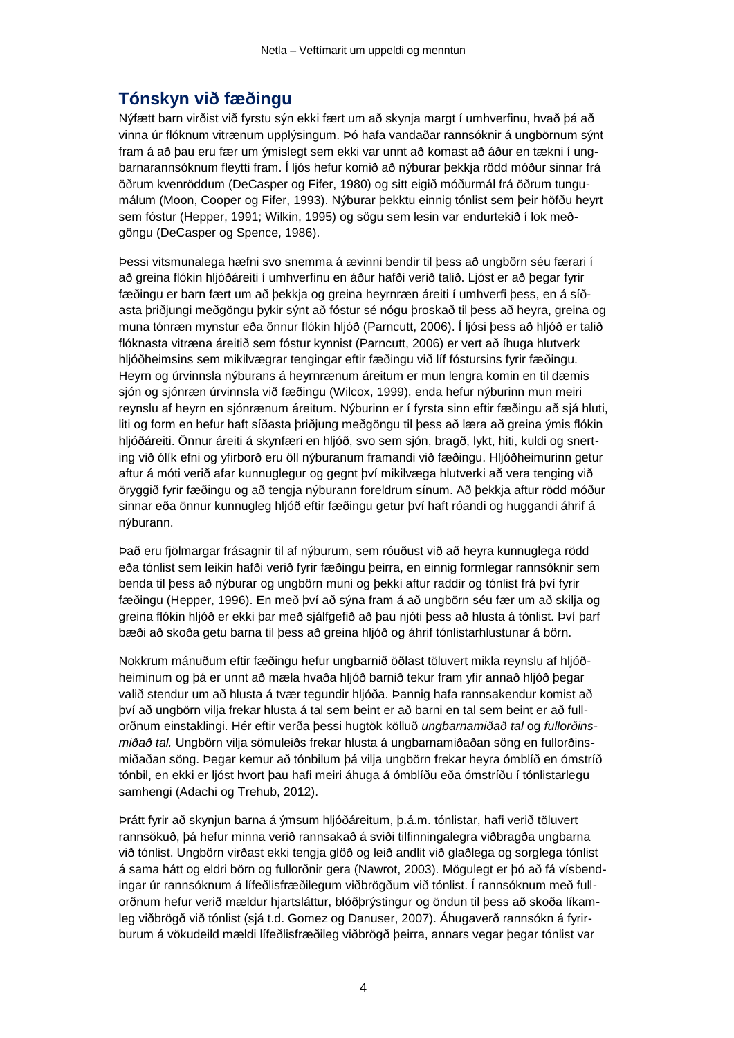## Tónskyn við fæðingu

Nýfætt barn virðist við fyrstu sýn ekki fært um að skynja margt í umhverfinu, hvað þá að vinna úr flóknum vitrænum upplýsingum. Þó hafa vandaðar rannsóknir á ungbörnum sýnt fram á að þau eru fær um ýmislegt sem ekki var unnt að komast að áður en tækni í ungbarnarannsóknum fleytti fram. Í ljós hefur komið að nýburar þekkja rödd móður sinnar frá öðrum kvenröddum (DeCasper og Fifer, 1980) og sitt eigið móðurmál frá öðrum tungumálum (Moon, Cooper og Fifer, 1993). Nýburar þekktu einnig tónlist sem þeir höfðu heyrt sem fóstur (Hepper, 1991; Wilkin, 1995) og sögu sem lesin var endurtekið í lok meðgöngu (DeCasper og Spence, 1986).

Þessi vitsmunalega hæfni svo snemma á ævinni bendir til þess að ungbörn séu færari í að greina flókin hljóðáreiti í umhverfinu en áður hafði verið talið. Ljóst er að þegar fyrir fæðingu er barn fært um að þekkja og greina heyrnræn áreiti í umhverfi þess, en á síðasta þriðjungi meðgöngu þykir sýnt að fóstur sé nógu þroskað til þess að heyra, greina og muna tónræn mynstur eða önnur flókin hljóð (Parncutt, 2006). Í ljósi þess að hljóð er talið flóknasta vitræna áreitið sem fóstur kynnist (Parncutt, 2006) er vert að íhuga hlutverk hljóðheimsins sem mikilvægrar tengingar eftir fæðingu við líf fóstursins fyrir fæðingu. Heyrn og úrvinnsla nýburans á heyrnrænum áreitum er mun lengra komin en til dæmis sjón og sjónræn úrvinnsla við fæðingu (Wilcox, 1999), enda hefur nýburinn mun meiri reynslu af heyrn en sjónrænum áreitum. Nýburinn er í fyrsta sinn eftir fæðingu að sjá hluti, liti og form en hefur haft síðasta þriðjung meðgöngu til þess að læra að greina ýmis flókin hljóðáreiti. Önnur áreiti á skynfæri en hljóð, svo sem sjón, bragð, lykt, hiti, kuldi og snerting við ólík efni og yfirborð eru öll nýburanum framandi við fæðingu. Hljóðheimurinn getur aftur á móti verið afar kunnuglegur og gegnt því mikilvæga hlutverki að vera tenging við öryggið fyrir fæðingu og að tengja nýburann foreldrum sínum. Að þekkja aftur rödd móður sinnar eða önnur kunnugleg hljóð eftir fæðingu getur því haft róandi og huggandi áhrif á nýburann.

Það eru fjölmargar frásagnir til af nýburum, sem róuðust við að heyra kunnuglega rödd eða tónlist sem leikin hafði verið fyrir fæðingu þeirra, en einnig formlegar rannsóknir sem benda til þess að nýburar og ungbörn muni og þekki aftur raddir og tónlist frá því fyrir fæðingu (Hepper, 1996). En með því að sýna fram á að ungbörn séu fær um að skilja og greina flókin hljóð er ekki þar með sjálfgefið að þau njóti þess að hlusta á tónlist. Því þarf bæði að skoða getu barna til þess að greina hljóð og áhrif tónlistarhlustunar á börn.

Nokkrum mánuðum eftir fæðingu hefur ungbarnið öðlast töluvert mikla reynslu af hljóðheiminum og þá er unnt að mæla hvaða hljóð barnið tekur fram yfir annað hljóð þegar valið stendur um að hlusta á tvær tegundir hljóða. Þannig hafa rannsakendur komist að því að ungbörn vilja frekar hlusta á tal sem beint er að barni en tal sem beint er að fullorðnum einstaklingi. Hér eftir verða þessi hugtök kölluð *ungbarnamiðað tal* og *fullorðinsmiðað tal.* Ungbörn vilja sömuleiðis frekar hlusta á ungbarnamiðaðan söng en fullorðinsmiðaðan söng. Þegar kemur að tónbilum þá vilja ungbörn frekar heyra ómblíð en ómstríð tónbil, en ekki er ljóst hvort þau hafi meiri áhuga á ómblíðu eða ómstríðu í tónlistarlegu samhengi (Adachi og Trehub, 2012).

Þrátt fyrir að skynjun barna á ýmsum hljóðáreitum, þ.á.m. tónlistar, hafi verið töluvert rannsökuð, þá hefur minna verið rannsakað á sviði tilfinningalegra viðbragða ungbarna við tónlist. Ungbörn virðast ekki tengja glöð og leið andlit við glaðlega og sorglega tónlist á sama hátt og eldri börn og fullorðnir gera (Nawrot, 2003). Mögulegt er þó að fá vísbendingar úr rannsóknum á lífeðlisfræðilegum viðbrögðum við tónlist. Í rannsóknum með fullorðnum hefur verið mældur hjartsláttur, blóðþrýstingur og öndun til þess að skoða líkamleg viðbrögð við tónlist (sjá t.d. Gomez og Danuser, 2007). Áhugaverð rannsókn á fyrirburum á vökudeild mældi lífeðlisfræðileg viðbrögð þeirra, annars vegar þegar tónlist var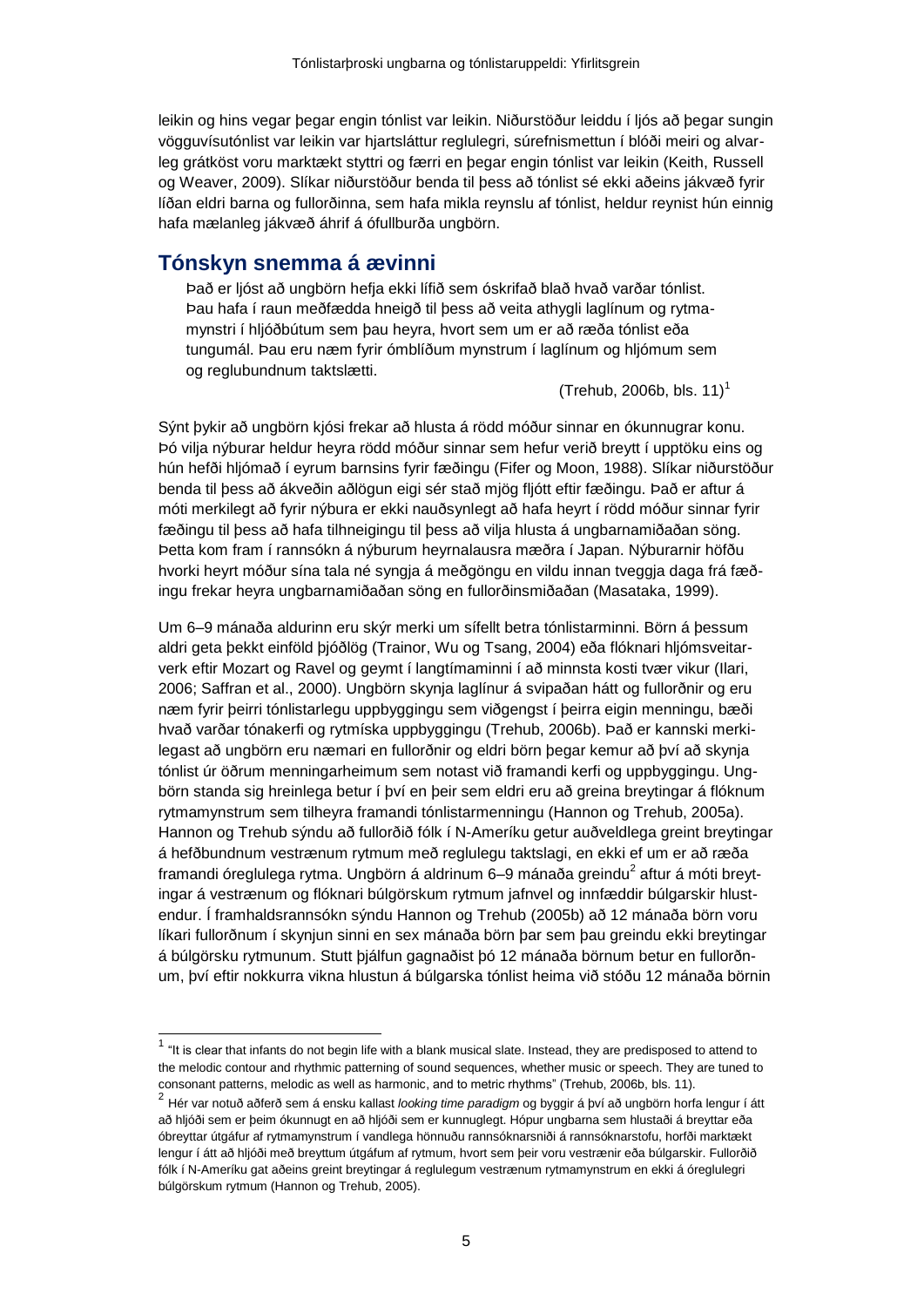leikin og hins vegar þegar engin tónlist var leikin. Niðurstöður leiddu í ljós að þegar sungin vögguvísutónlist var leikin var hjartsláttur reglulegri, súrefnismettun í blóði meiri og alvarleg grátköst voru marktækt styttri og færri en þegar engin tónlist var leikin (Keith, Russell og Weaver, 2009). Slíkar niðurstöður benda til þess að tónlist sé ekki aðeins jákvæð fyrir líðan eldri barna og fullorðinna, sem hafa mikla reynslu af tónlist, heldur reynist hún einnig hafa mælanleg jákvæð áhrif á ófullburða ungbörn.

## Tónskyn snemma á ævinni

> Það er ljóst að ungbörn hefja ekki lífið sem óskrifað blað hvað varðar tónlist. Þau hafa í raun meðfædda hneigð til þess að veita athygli laglínum og rytmamynstri í hljóðbútum sem þau heyra, hvort sem um er að ræða tónlist eða tungumál. Þau eru næm fyrir ómblíðum mynstrum í laglínum og hljómum sem og reglubundnum taktslætti.
>
> (Trehub, 2006b, bls. 11)[1]

Sýnt þykir að ungbörn kjósi frekar að hlusta á rödd móður sinnar en ókunnugrar konu. Þó vilja nýburar heldur heyra rödd móður sinnar sem hefur verið breytt í upptöku eins og hún hefði hljómað í eyrum barnsins fyrir fæðingu (Fifer og Moon, 1988). Slíkar niðurstöður benda til þess að ákveðin aðlögun eigi sér stað mjög fljótt eftir fæðingu. Það er aftur á móti merkilegt að fyrir nýbura er ekki nauðsynlegt að hafa heyrt í rödd móður sinnar fyrir fæðingu til þess að hafa tilhneigingu til þess að vilja hlusta á ungbarnamiðaðan söng. Þetta kom fram í rannsókn á nýburum heyrnalausra mæðra í Japan. Nýburarnir höfðu hvorki heyrt móður sína tala né syngja á meðgöngu en vildu innan tveggja daga frá fæðingu frekar heyra ungbarnamiðaðan söng en fullorðinsmiðaðan (Masataka, 1999).

Um 6–9 mánaða aldurinn eru skýr merki um sífellt betra tónlistarminni. Börn á þessum aldri geta þekkt einföld þjóðlög (Trainor, Wu og Tsang, 2004) eða flóknari hljómsveitarverk eftir Mozart og Ravel og geymt í langtímaminni í að minnsta kosti tvær vikur (Ilari, 2006; Saffran et al., 2000). Ungbörn skynja laglínur á svipaðan hátt og fullorðnir og eru næm fyrir þeirri tónlistarlegu uppbyggingu sem viðgengst í þeirra eigin menningu, bæði hvað varðar tónakerfi og rytmíska uppbyggingu (Trehub, 2006b). Það er kannski merkilegast að ungbörn eru næmari en fullorðnir og eldri börn þegar kemur að því að skynja tónlist úr öðrum menningarheimum sem notast við framandi kerfi og uppbyggingu. Ungbörn standa sig hreinlega betur í því en þeir sem eldri eru að greina breytingar á flóknum rytmamynstrum sem tilheyra framandi tónlistarmenningu (Hannon og Trehub, 2005a). Hannon og Trehub sýndu að fullorðið fólk í N-Ameríku getur auðveldlega greint breytingar á hefðbundnum vestrænum rytmum með reglulegu taktslagi, en ekki ef um er að ræða framandi óreglulega rytma. Ungbörn á aldrinum 6–9 mánaða greindu[2] aftur á móti breytingar á vestrænum og flóknari búlgörskum rytmum jafnvel og innfæddir búlgarskir hlustendur. Í framhaldsrannsókn sýndu Hannon og Trehub (2005b) að 12 mánaða börn voru líkari fullorðnum í skynjun sinni en sex mánaða börn þar sem þau greindu ekki breytingar á búlgörsku rytmunum. Stutt þjálfun gagnaðist þó 12 mánaða börnum betur en fullorðnum, því eftir nokkurra vikna hlustun á búlgarska tónlist heima við stóðu 12 mánaða börnin

---

[1] "It is clear that infants do not begin life with a blank musical slate. Instead, they are predisposed to attend to the melodic contour and rhythmic patterning of sound sequences, whether music or speech. They are tuned to consonant patterns, melodic as well as harmonic, and to metric rhythms" (Trehub, 2006b, bls. 11).

[2] Hér var notuð aðferð sem á ensku kallast *looking time paradigm* og byggir á því að ungbörn horfa lengur í átt að hljóði sem er þeim ókunnugt en að hljóði sem er kunnuglegt. Hópur ungbarna sem hlustaði á breyttar eða óbreyttar útgáfur af rytmamynstrum í vandlega hönnuðu rannsóknarsniði á rannsóknarstofu, horfði marktækt lengur í átt að hljóði með breyttum útgáfum af rytmum, hvort sem þeir voru vestrænir eða búlgarskir. Fullorðið fólk í N-Ameríku gat aðeins greint breytingar á reglulegum vestrænum rytmamynstrum en ekki á óreglulegri búlgörskum rytmum (Hannon og Trehub, 2005).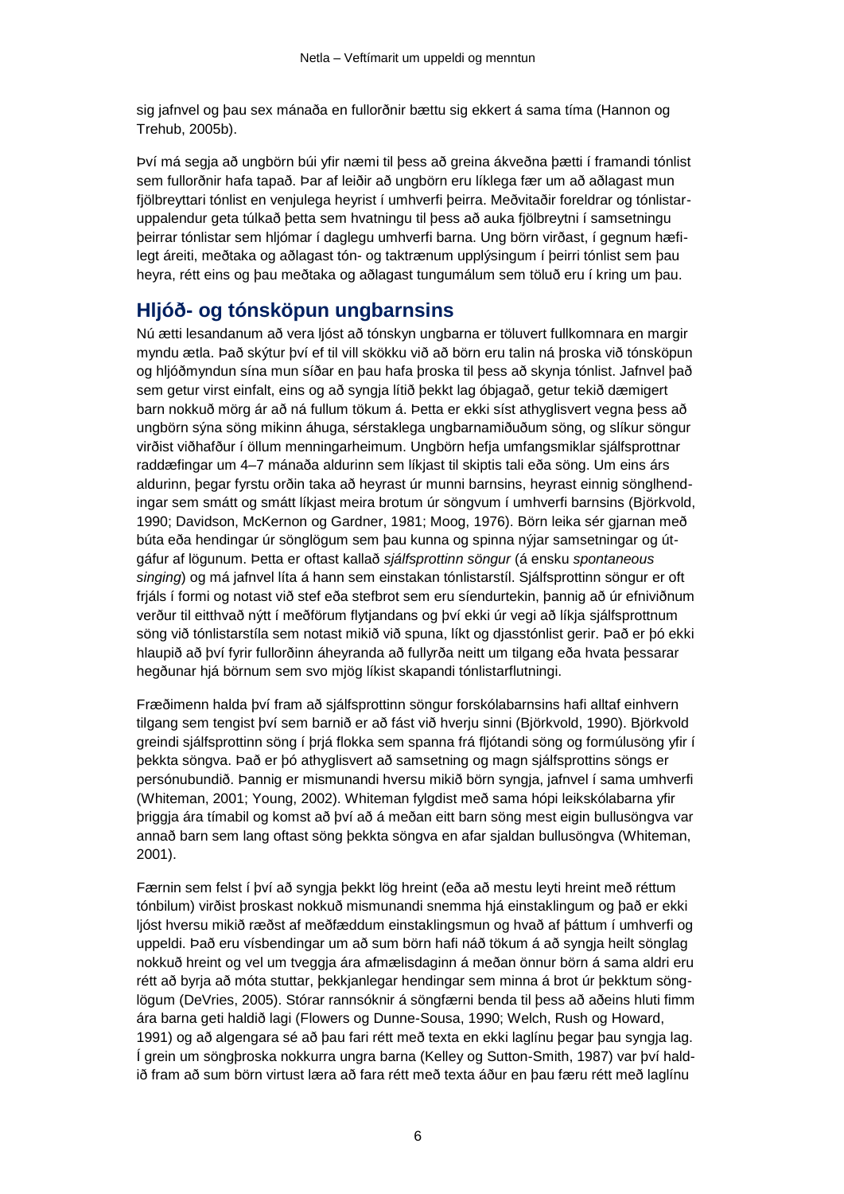sig jafnvel og þau sex mánaða en fullorðnir bættu sig ekkert á sama tíma (Hannon og Trehub, 2005b).

Því má segja að ungbörn búi yfir næmi til þess að greina ákveðna þætti í framandi tónlist sem fullorðnir hafa tapað. Þar af leiðir að ungbörn eru líklega fær um að aðlagast mun fjölbreyttari tónlist en venjulega heyrist í umhverfi þeirra. Meðvitaðir foreldrar og tónlistar-uppalendur geta túlkað þetta sem hvatningu til þess að auka fjölbreytni í samsetningu þeirrar tónlistar sem hljómar í daglegu umhverfi barna. Ung börn virðast, í gegnum hæfilegt áreiti, meðtaka og aðlagast tón- og taktrænum upplýsingum í þeirri tónlist sem þau heyra, rétt eins og þau meðtaka og aðlagast tungumálum sem töluð eru í kring um þau.

## Hljóð- og tónsköpun ungbarnsins

Nú ætti lesandanum að vera ljóst að tónskyn ungbarna er töluvert fullkomnara en margir myndu ætla. Það skýtur því ef til vill skökku við að börn eru talin ná þroska við tónsköpun og hljóðmyndun sína mun síðar en þau hafa þroska til þess að skynja tónlist. Jafnvel það sem getur virst einfalt, eins og að syngja lítið þekkt lag óbjagað, getur tekið dæmigert barn nokkuð mörg ár að ná fullum tökum á. Þetta er ekki síst athyglisvert vegna þess að ungbörn sýna söng mikinn áhuga, sérstaklega ungbarnamiðuðum söng, og slíkur söngur virðist viðhafður í öllum menningarheimum. Ungbörn hefja umfangsmiklar sjálfsprottnar raddæfingar um 4–7 mánaða aldurinn sem líkjast til skiptis tali eða söng. Um eins árs aldurinn, þegar fyrstu orðin taka að heyrast úr munni barnsins, heyrast einnig sönglhendingar sem smátt og smátt líkjast meira brotum úr söngvum í umhverfi barnsins (Björkvold, 1990; Davidson, McKernon og Gardner, 1981; Moog, 1976). Börn leika sér gjarnan með búta eða hendingar úr sönglögum sem þau kunna og spinna nýjar samsetningar og útgáfur af lögunum. Þetta er oftast kallað *sjálfsprottinn söngur* (á ensku *spontaneous singing*) og má jafnvel líta á hann sem einstakan tónlistarstíl. Sjálfsprottinn söngur er oft frjáls í formi og notast við stef eða stefbrot sem eru síendurtekin, þannig að úr efniviðnum verður til eitthvað nýtt í meðförum flytjandans og því ekki úr vegi að líkja sjálfsprottnum söng við tónlistarstíla sem notast mikið við spuna, líkt og djasstónlist gerir. Það er þó ekki hlaupið að því fyrir fullorðinn áheyranda að fullyrða neitt um tilgang eða hvata þessarar hegðunar hjá börnum sem svo mjög líkist skapandi tónlistarflutningi.

Fræðimenn halda því fram að sjálfsprottinn söngur forskólabarnsins hafi alltaf einhvern tilgang sem tengist því sem barnið er að fást við hverju sinni (Björkvold, 1990). Björkvold greindi sjálfsprottinn söng í þrjá flokka sem spanna frá fljótandi söng og formúlusöng yfir í þekkta söngva. Það er þó athyglisvert að samsetning og magn sjálfsprottins söngs er persónubundið. Þannig er mismunandi hversu mikið börn syngja, jafnvel í sama umhverfi (Whiteman, 2001; Young, 2002). Whiteman fylgdist með sama hópi leikskólabarna yfir þriggja ára tímabil og komst að því að á meðan eitt barn söng mest eigin bullusöngva var annað barn sem lang oftast söng þekkta söngva en afar sjaldan bullusöngva (Whiteman, 2001).

Færnin sem felst í því að syngja þekkt lög hreint (eða að mestu leyti hreint með réttum tónbilum) virðist þroskast nokkuð mismunandi snemma hjá einstaklingum og það er ekki ljóst hversu mikið ræðst af meðfæddum einstaklingsmun og hvað af þáttum í umhverfi og uppeldi. Það eru vísbendingar um að sum börn hafi náð tökum á að syngja heilt sönglag nokkuð hreint og vel um tveggja ára afmælisdaginn á meðan önnur börn á sama aldri eru rétt að byrja að móta stuttar, þekkjanlegar hendingar sem minna á brot úr þekktum sönglögum (DeVries, 2005). Stórar rannsóknir á söngfærni benda til þess að aðeins hluti fimm ára barna geti haldið lagi (Flowers og Dunne-Sousa, 1990; Welch, Rush og Howard, 1991) og að algengara sé að þau fari rétt með texta en ekki laglínu þegar þau syngja lag. Í grein um söngþroska nokkurra ungra barna (Kelley og Sutton-Smith, 1987) var því haldið fram að sum börn virtust læra að fara rétt með texta áður en þau færu rétt með laglínu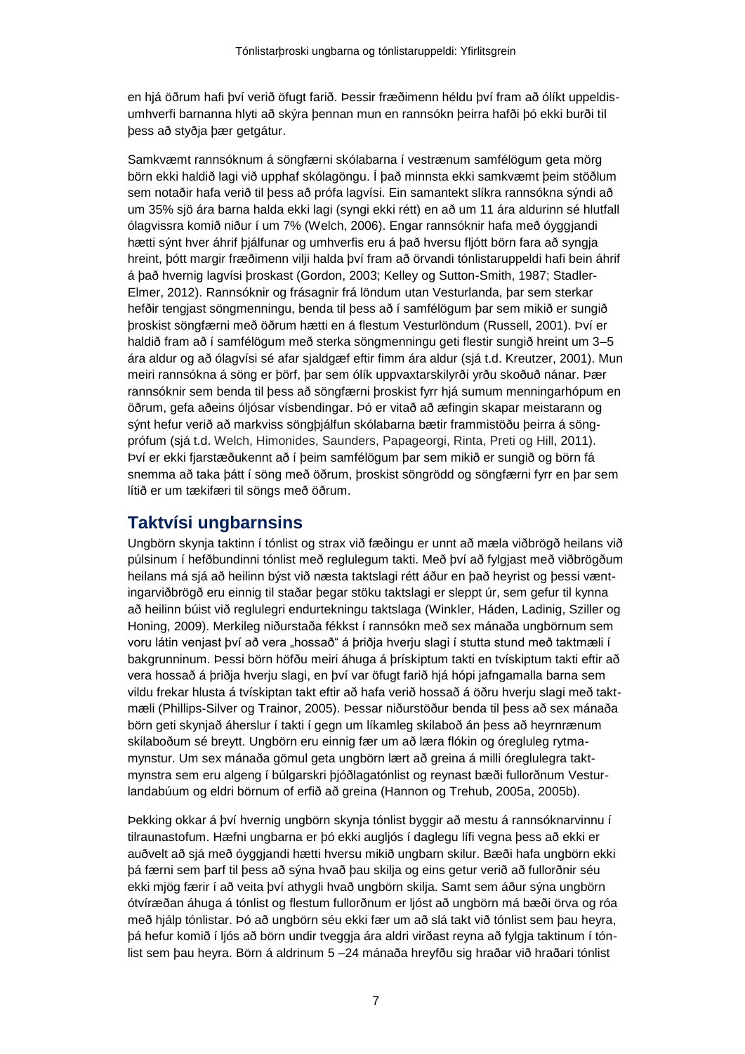en hjá öðrum hafi því verið öfugt farið. Þessir fræðimenn héldu því fram að ólíkt uppeldis-umhverfi barnanna hlyti að skýra þennan mun en rannsókn þeirra hafði þó ekki burði til þess að styðja þær getgátur.

Samkvæmt rannsóknum á söngfærni skólabarna í vestrænum samfélögum geta mörg börn ekki haldið lagi við upphaf skólagöngu. Í það minnsta ekki samkvæmt þeim stöðlum sem notaðir hafa verið til þess að prófa lagvísi. Ein samantekt slíkra rannsókna sýndi að um 35% sjö ára barna halda ekki lagi (syngi ekki rétt) en að um 11 ára aldurinn sé hlutfall ólagvissra komið niður í um 7% (Welch, 2006). Engar rannsóknir hafa með óyggjandi hætti sýnt hver áhrif þjálfunar og umhverfis eru á það hversu fljótt börn fara að syngja hreint, þótt margir fræðimenn vilji halda því fram að örvandi tónlistaruppeldi hafi bein áhrif á það hvernig lagvísi þroskast (Gordon, 2003; Kelley og Sutton-Smith, 1987; Stadler-Elmer, 2012). Rannsóknir og frásagnir frá löndum utan Vesturlanda, þar sem sterkar hefðir tengjast söngmenningu, benda til þess að í samfélögum þar sem mikið er sungið þroskist söngfærni með öðrum hætti en á flestum Vesturlöndum (Russell, 2001). Því er haldið fram að í samfélögum með sterka söngmenningu geti flestir sungið hreint um 3–5 ára aldur og að ólagvísi sé afar sjaldgæf eftir fimm ára aldur (sjá t.d. Kreutzer, 2001). Mun meiri rannsókna á söng er þörf, þar sem ólík uppvaxtarskilyrði yrðu skoðuð nánar. Þær rannsóknir sem benda til þess að söngfærni þroskist fyrr hjá sumum menningarhópum en öðrum, gefa aðeins óljósar vísbendingar. Þó er vitað að æfingin skapar meistarann og sýnt hefur verið að markviss söngþjálfun skólabarna bætir frammistöðu þeirra á söng-prófum (sjá t.d. Welch, Himonides, Saunders, Papageorgi, Rinta, Preti og Hill, 2011). Því er ekki fjarstæðukennt að í þeim samfélögum þar sem mikið er sungið og börn fá snemma að taka þátt í söng með öðrum, þroskist söngrödd og söngfærni fyrr en þar sem lítið er um tækifæri til söngs með öðrum.

## Taktvísi ungbarnsins

Ungbörn skynja taktinn í tónlist og strax við fæðingu er unnt að mæla viðbrögð heilans við púlsinum í hefðbundinni tónlist með reglulegum takti. Með því að fylgjast með viðbrögðum heilans má sjá að heilinn býst við næsta taktslagi rétt áður en það heyrist og þessi vænt-ingarviðbrögð eru einnig til staðar þegar stöku taktslagi er sleppt úr, sem gefur til kynna að heilinn búist við reglulegri endurtekningu taktslaga (Winkler, Háden, Ladinig, Sziller og Honing, 2009). Merkileg niðurstaða fékkst í rannsókn með sex mánaða ungbörnum sem voru látin venjast því að vera „hossað" á þriðja hverju slagi í stutta stund með taktmæli í bakgrunninum. Þessi börn höfðu meiri áhuga á þrískiptum takti en tvískiptum takti eftir að vera hossað á þriðja hverju slagi, en því var öfugt farið hjá hópi jafngamalla barna sem vildu frekar hlusta á tvískiptan takt eftir að hafa verið hossað á öðru hverju slagi með takt-mæli (Phillips-Silver og Trainor, 2005). Þessar niðurstöður benda til þess að sex mánaða börn geti skynjað áherslur í takti í gegn um líkamleg skilaboð án þess að heyrnrænum skilaboðum sé breytt. Ungbörn eru einnig fær um að læra flókin og óregluleg rytma-mynstur. Um sex mánaða gömul geta ungbörn lært að greina á milli óreglulegra takt-mynstra sem eru algeng í búlgarskri þjóðlagatónlist og reynast bæði fullorðnum Vestur-landabúum og eldri börnum of erfið að greina (Hannon og Trehub, 2005a, 2005b).

Þekking okkar á því hvernig ungbörn skynja tónlist byggir að mestu á rannsóknarvinnu í tilraunastofum. Hæfni ungbarna er þó ekki augljós í daglegu lífi vegna þess að ekki er auðvelt að sjá með óyggjandi hætti hversu mikið ungbarn skilur. Bæði hafa ungbörn ekki þá færni sem þarf til þess að sýna hvað þau skilja og eins getur verið að fullorðnir séu ekki mjög færir í að veita því athygli hvað ungbörn skilja. Samt sem áður sýna ungbörn ótvíræðan áhuga á tónlist og flestum fullorðnum er ljóst að ungbörn má bæði örva og róa með hjálp tónlistar. Þó að ungbörn séu ekki fær um að slá takt við tónlist sem þau heyra, þá hefur komið í ljós að börn undir tveggja ára aldri virðast reyna að fylgja taktinum í tón-list sem þau heyra. Börn á aldrinum 5 –24 mánaða hreyfðu sig hraðar við hraðari tónlist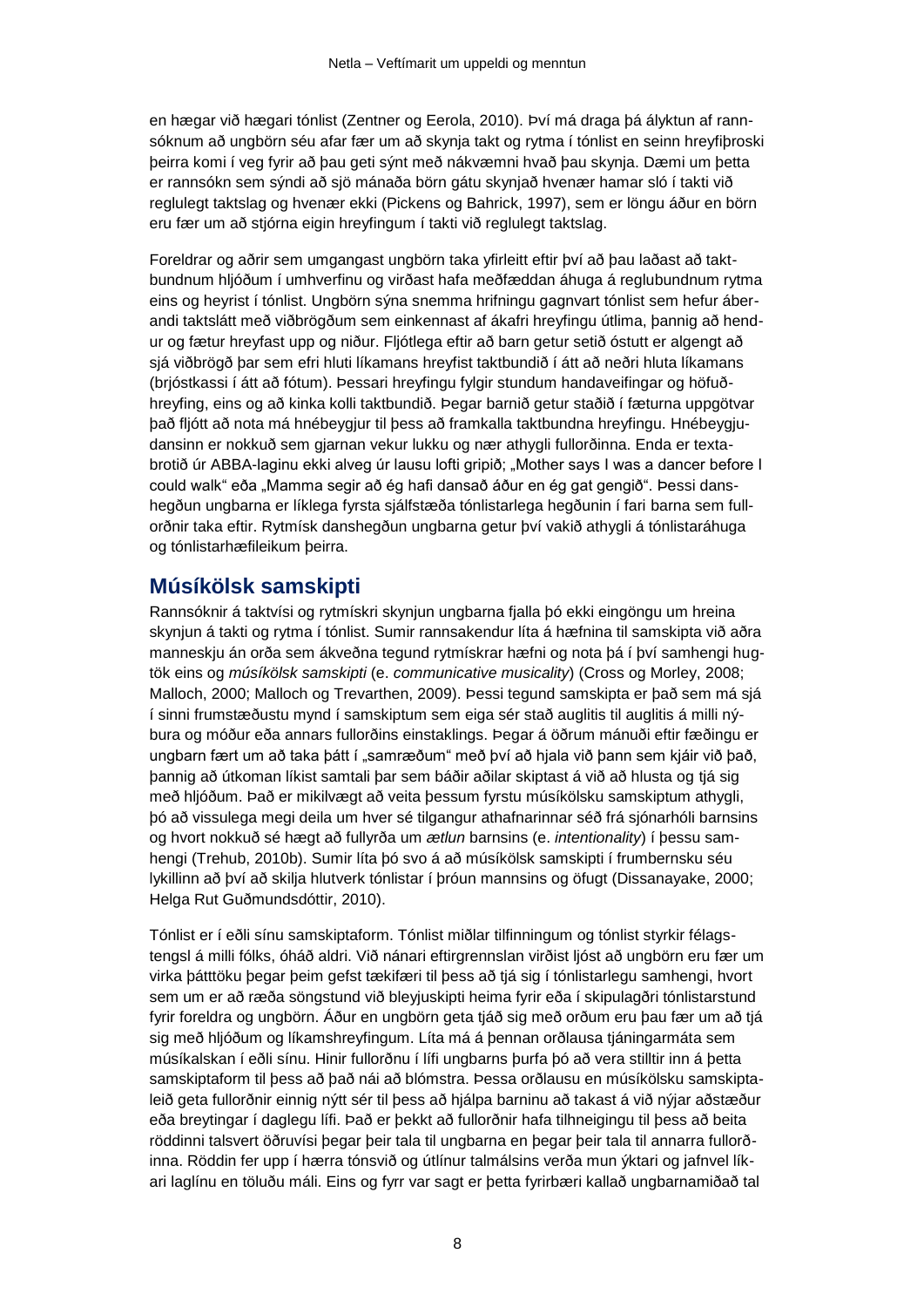en hægar við hægari tónlist (Zentner og Eerola, 2010). Því má draga þá ályktun af rannsóknum að ungbörn séu afar fær um að skynja takt og rytma í tónlist en seinn hreyfiþroski þeirra komi í veg fyrir að þau geti sýnt með nákvæmni hvað þau skynja. Dæmi um þetta er rannsókn sem sýndi að sjö mánaða börn gátu skynjað hvenær hamar sló í takti við reglulegt taktslag og hvenær ekki (Pickens og Bahrick, 1997), sem er löngu áður en börn eru fær um að stjórna eigin hreyfingum í takti við reglulegt taktslag.

Foreldrar og aðrir sem umgangast ungbörn taka yfirleitt eftir því að þau laðast að taktbundnum hljóðum í umhverfinu og virðast hafa meðfæddan áhuga á reglubundnum rytma eins og heyrist í tónlist. Ungbörn sýna snemma hrifningu gagnvart tónlist sem hefur áberandi taktslátt með viðbrögðum sem einkennast af ákafri hreyfingu útlima, þannig að hendur og fætur hreyfast upp og niður. Fljótlega eftir að barn getur setið óstutt er algengt að sjá viðbrögð þar sem efri hluti líkamans hreyfist taktbundið í átt að neðri hluta líkamans (brjóstkassi í átt að fótum). Þessari hreyfingu fylgir stundum handaveifingar og höfuðhreyfing, eins og að kinka kolli taktbundið. Þegar barnið getur staðið í fæturna uppgötvar það fljótt að nota má hnébeygjur til þess að framkalla taktbundna hreyfingu. Hnébeygjudansinn er nokkuð sem gjarnan vekur lukku og nær athygli fullorðinna. Enda er textabrotið úr ABBA-laginu ekki alveg úr lausu lofti gripið; „Mother says I was a dancer before I could walk" eða „Mamma segir að ég hafi dansað áður en ég gat gengið". Þessi danshegðun ungbarna er líklega fyrsta sjálfstæða tónlistarlega hegðunin í fari barna sem fullorðnir taka eftir. Rytmísk danshegðun ungbarna getur því vakið athygli á tónlistaráhuga og tónlistarhæfileikum þeirra.

## Músíkölsk samskipti

Rannsóknir á taktvísi og rytmískri skynjun ungbarna fjalla þó ekki eingöngu um hreina skynjun á takti og rytma í tónlist. Sumir rannsakendur líta á hæfnina til samskipta við aðra manneskju án orða sem ákveðna tegund rytmískrar hæfni og nota þá í því samhengi hugtök eins og *músíkölsk samskipti* (e. *communicative musicality*) (Cross og Morley, 2008; Malloch, 2000; Malloch og Trevarthen, 2009). Þessi tegund samskipta er það sem má sjá í sinni frumstæðustu mynd í samskiptum sem eiga sér stað auglitis til auglitis á milli nýbura og móður eða annars fullorðins einstaklings. Þegar á öðrum mánuði eftir fæðingu er ungbarn fært um að taka þátt í „samræðum" með því að hjala við þann sem kjáir við það, þannig að útkoman líkist samtali þar sem báðir aðilar skiptast á við að hlusta og tjá sig með hljóðum. Það er mikilvægt að veita þessum fyrstu músíkölsku samskiptum athygli, þó að vissulega megi deila um hver sé tilgangur athafnarinnar séð frá sjónarhóli barnsins og hvort nokkuð sé hægt að fullyrða um *ætlun* barnsins (e. *intentionality*) í þessu samhengi (Trehub, 2010b). Sumir líta þó svo á að músíkölsk samskipti í frumbernsku séu lykillinn að því að skilja hlutverk tónlistar í þróun mannsins og öfugt (Dissanayake, 2000; Helga Rut Guðmundsdóttir, 2010).

Tónlist er í eðli sínu samskiptaform. Tónlist miðlar tilfinningum og tónlist styrkir félagstengsl á milli fólks, óháð aldri. Við nánari eftirgrennslan virðist ljóst að ungbörn eru fær um virka þátttöku þegar þeim gefst tækifæri til þess að tjá sig í tónlistarlegu samhengi, hvort sem um er að ræða söngstund við bleyjuskipti heima fyrir eða í skipulagðri tónlistarstund fyrir foreldra og ungbörn. Áður en ungbörn geta tjáð sig með orðum eru þau fær um að tjá sig með hljóðum og líkamshreyfingum. Líta má á þennan orðlausa tjáningarmáta sem músíkalskan í eðli sínu. Hinir fullorðnu í lífi ungbarns þurfa þó að vera stilltir inn á þetta samskiptaform til þess að það nái að blómstra. Þessa orðlausu en músíkölsku samskiptaleið geta fullorðnir einnig nýtt sér til þess að hjálpa barninu að takast á við nýjar aðstæður eða breytingar í daglegu lífi. Það er þekkt að fullorðnir hafa tilhneigingu til þess að beita röddinni talsvert öðruvísi þegar þeir tala til ungbarna en þegar þeir tala til annarra fullorðinna. Röddin fer upp í hærra tónsvið og útlínur talmálsins verða mun ýktari og jafnvel líkari laglínu en töluðu máli. Eins og fyrr var sagt er þetta fyrirbæri kallað ungbarnamiðað tal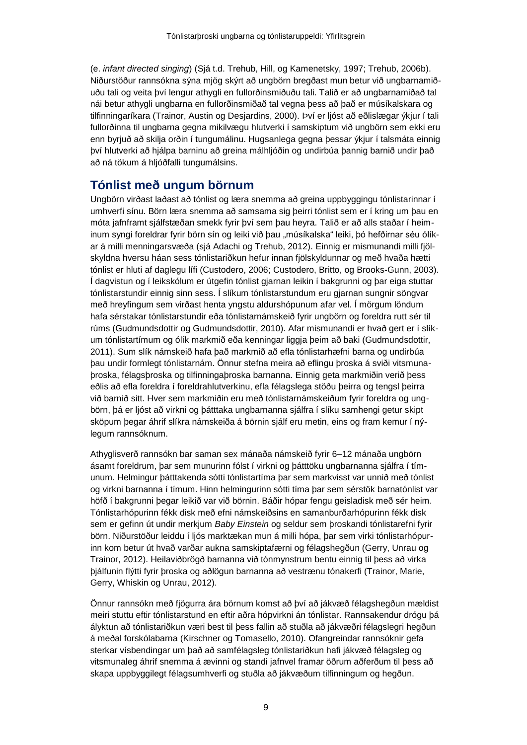(e. *infant directed singing*) (Sjá t.d. Trehub, Hill, og Kamenetsky, 1997; Trehub, 2006b). Niðurstöður rannsókna sýna mjög skýrt að ungbörn bregðast mun betur við ungbarnamiðuðu tali og veita því lengur athygli en fullorðinsmiðuðu tali. Talið er að ungbarnamiðað tal nái betur athygli ungbarna en fullorðinsmiðað tal vegna þess að það er músíkalskara og tilfinningaríkara (Trainor, Austin og Desjardins, 2000). Því er ljóst að eðlislægar ýkjur í tali fullorðinna til ungbarna gegna mikilvægu hlutverki í samskiptum við ungbörn sem ekki eru enn byrjuð að skilja orðin í tungumálinu. Hugsanlega gegna þessar ýkjur í talsmáta einnig því hlutverki að hjálpa barninu að greina málhljóðin og undirbúa þannig barnið undir það að ná tökum á hljóðfalli tungumálsins.

## Tónlist með ungum börnum

Ungbörn virðast laðast að tónlist og læra snemma að greina uppbyggingu tónlistarinnar í umhverfi sínu. Börn læra snemma að samsama sig þeirri tónlist sem er í kring um þau en móta jafnframt sjálfstæðan smekk fyrir því sem þau heyra. Talið er að alls staðar í heiminum syngi foreldrar fyrir börn sín og leiki við þau „músíkalska“ leiki, þó hefðirnar séu ólíkar á milli menningarsvæða (sjá Adachi og Trehub, 2012). Einnig er mismunandi milli fjölskyldna hversu háan sess tónlistariðkun hefur innan fjölskyldunnar og með hvaða hætti tónlist er hluti af daglegu lífi (Custodero, 2006; Custodero, Britto, og Brooks-Gunn, 2003). Í dagvistun og í leikskólum er útgefin tónlist gjarnan leikin í bakgrunni og þar eiga stuttar tónlistarstundir einnig sinn sess. Í slíkum tónlistarstundum eru gjarnan sungnir söngvar með hreyfingum sem virðast henta yngstu aldurshópunum afar vel. Í mörgum löndum hafa sérstakar tónlistarstundir eða tónlistarnámskeið fyrir ungbörn og foreldra rutt sér til rúms (Gudmundsdottir og Gudmundsdottir, 2010). Afar mismunandi er hvað gert er í slíkum tónlistartímum og ólík markmið eða kenningar liggja þeim að baki (Gudmundsdottir, 2011). Sum slík námskeið hafa það markmið að efla tónlistarhæfni barna og undirbúa þau undir formlegt tónlistarnám. Önnur stefna meira að eflingu þroska á sviði vitsmunaþroska, félagsþroska og tilfinningaþroska barnanna. Einnig geta markmiðin verið þess eðlis að efla foreldra í foreldrahlutverkinu, efla félagslega stöðu þeirra og tengsl þeirra við barnið sitt. Hver sem markmiðin eru með tónlistarnámskeiðum fyrir foreldra og ungbörn, þá er ljóst að virkni og þátttaka ungbarnanna sjálfra í slíku samhengi getur skipt sköpum þegar áhrif slíkra námskeiða á börnin sjálf eru metin, eins og fram kemur í nýlegum rannsóknum.

Athyglisverð rannsókn bar saman sex mánaða námskeið fyrir 6–12 mánaða ungbörn ásamt foreldrum, þar sem munurinn fólst í virkni og þátttöku ungbarnanna sjálfra í tímunum. Helmingur þátttakenda sótti tónlistartíma þar sem markvisst var unnið með tónlist og virkni barnanna í tímum. Hinn helmingurinn sótti tíma þar sem sérstök barnatónlist var höfð í bakgrunni þegar leikið var við börnin. Báðir hópar fengu geisladisk með sér heim. Tónlistarhópurinn fékk disk með efni námskeiðsins en samanburðarhópurinn fékk disk sem er gefinn út undir merkjum *Baby Einstein* og seldur sem þroskandi tónlistarefni fyrir börn. Niðurstöður leiddu í ljós marktækan mun á milli hópa, þar sem virki tónlistarhópurinn kom betur út hvað varðar aukna samskiptafærni og félagshegðun (Gerry, Unrau og Trainor, 2012). Heilaviðbrögð barnanna við tónmynstrum bentu einnig til þess að virka þjálfunin flýtti fyrir þroska og aðlögun barnanna að vestrænu tónakerfi (Trainor, Marie, Gerry, Whiskin og Unrau, 2012).

Önnur rannsókn með fjögurra ára börnum komst að því að jákvæð félagshegðun mældist meiri stuttu eftir tónlistarstund en eftir aðra hópvirkni án tónlistar. Rannsakendur drógu þá ályktun að tónlistariðkun væri best til þess fallin að stuðla að jákvæðri félagslegri hegðun á meðal forskólabarna (Kirschner og Tomasello, 2010). Ofangreindar rannsóknir gefa sterkar vísbendingar um það að samfélagsleg tónlistariðkun hafi jákvæð félagsleg og vitsmunaleg áhrif snemma á ævinni og standi jafnvel framar öðrum aðferðum til þess að skapa uppbyggilegt félagsumhverfi og stuðla að jákvæðum tilfinningum og hegðun.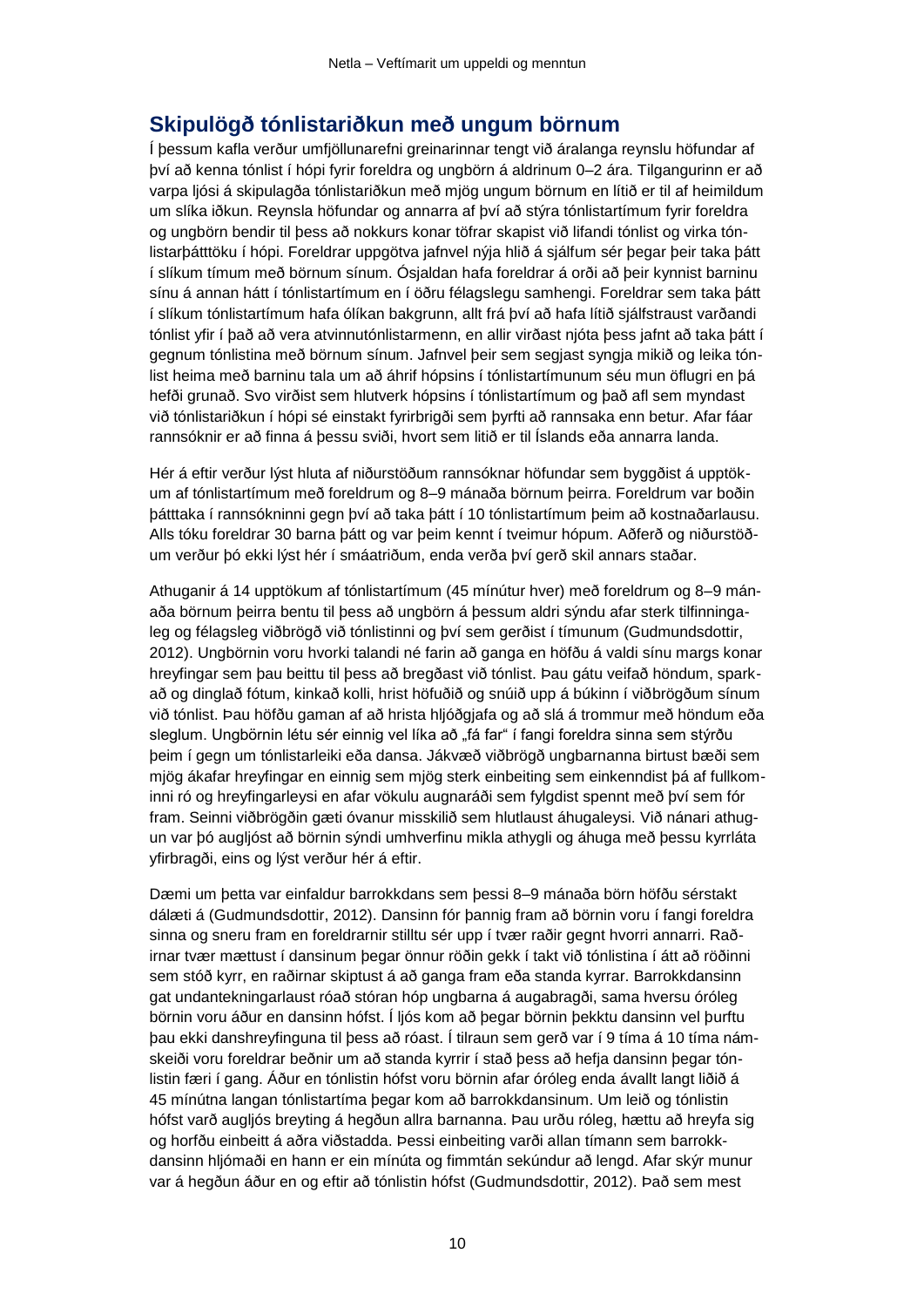## Skipulögð tónlistariðkun með ungum börnum

Í þessum kafla verður umfjöllunarefni greinarinnar tengt við áralanga reynslu höfundar af því að kenna tónlist í hópi fyrir foreldra og ungbörn á aldrinum 0–2 ára. Tilgangurinn er að varpa ljósi á skipulagða tónlistariðkun með mjög ungum börnum en lítið er til af heimildum um slíka iðkun. Reynsla höfundar og annarra af því að stýra tónlistartímum fyrir foreldra og ungbörn bendir til þess að nokkurs konar töfrar skapist við lifandi tónlist og virka tónlistarþátttöku í hópi. Foreldrar uppgötva jafnvel nýja hlið á sjálfum sér þegar þeir taka þátt í slíkum tímum með börnum sínum. Ósjaldan hafa foreldrar á orði að þeir kynnist barninu sínu á annan hátt í tónlistartímum en í öðru félagslegu samhengi. Foreldrar sem taka þátt í slíkum tónlistartímum hafa ólíkan bakgrunn, allt frá því að hafa lítið sjálfstraust varðandi tónlist yfir í það að vera atvinnutónlistarmenn, en allir virðast njóta þess jafnt að taka þátt í gegnum tónlistina með börnum sínum. Jafnvel þeir sem segjast syngja mikið og leika tónlist heima með barninu tala um að áhrif hópsins í tónlistartímunum séu mun öflugri en þá hefði grunað. Svo virðist sem hlutverk hópsins í tónlistartímum og það afl sem myndast við tónlistariðkun í hópi sé einstakt fyrirbrigði sem þyrfti að rannsaka enn betur. Afar fáar rannsóknir er að finna á þessu sviði, hvort sem litið er til Íslands eða annarra landa.

Hér á eftir verður lýst hluta af niðurstöðum rannsóknar höfundar sem byggðist á upptökum af tónlistartímum með foreldrum og 8–9 mánaða börnum þeirra. Foreldrum var boðin þátttaka í rannsókninni gegn því að taka þátt í 10 tónlistartímum þeim að kostnaðarlausu. Alls tóku foreldrar 30 barna þátt og var þeim kennt í tveimur hópum. Aðferð og niðurstöðum verður þó ekki lýst hér í smáatriðum, enda verða því gerð skil annars staðar.

Athuganir á 14 upptökum af tónlistartímum (45 mínútur hver) með foreldrum og 8–9 mánaða börnum þeirra bentu til þess að ungbörn á þessum aldri sýndu afar sterk tilfinningaleg og félagsleg viðbrögð við tónlistinni og því sem gerðist í tímunum (Gudmundsdottir, 2012). Ungbörnin voru hvorki talandi né farin að ganga en höfðu á valdi sínu margs konar hreyfingar sem þau beittu til þess að bregðast við tónlist. Þau gátu veifað höndum, sparkað og dinglað fótum, kinkað kolli, hrist höfuðið og snúið upp á búkinn í viðbrögðum sínum við tónlist. Þau höfðu gaman af að hrista hljóðgjafa og að slá á trommur með höndum eða sleglum. Ungbörnin létu sér einnig vel líka að „fá far“ í fangi foreldra sinna sem stýrðu þeim í gegn um tónlistarleiki eða dansa. Jákvæð viðbrögð ungbarnanna birtust bæði sem mjög ákafar hreyfingar en einnig sem mjög sterk einbeiting sem einkenndist þá af fullkominni ró og hreyfingarleysi en afar vökulu augnaráði sem fylgdist spennt með því sem fór fram. Seinni viðbrögðin gæti óvanur misskilið sem hlutlaust áhugaleysi. Við nánari athugun var þó augljóst að börnin sýndu umhverfinu mikla athygli og áhuga með þessu kyrrláta yfirbragði, eins og lýst verður hér á eftir.

Dæmi um þetta var einfaldur barrokkdans sem þessi 8–9 mánaða börn höfðu sérstakt dálæti á (Gudmundsdottir, 2012). Dansinn fór þannig fram að börnin voru í fangi foreldra sinna og sneru fram en foreldrarnir stilltu sér upp í tvær raðir gegnt hvorri annarri. Raðirnar tvær mættust í dansinum þegar önnur röðin gekk í takt við tónlistina í átt að röðinni sem stóð kyrr, en raðirnar skiptust á að ganga fram eða standa kyrrar. Barrokkdansinn gat undantekningarlaust róað stóran hóp ungbarna á augabragði, sama hversu óróleg börnin voru áður en dansinn hófst. Í ljós kom að þegar börnin þekktu dansinn vel þurftu þau ekki danshreyfinguna til þess að róast. Í tilraun sem gerð var í 9 tíma á 10 tíma námskeiði voru foreldrar beðnir um að standa kyrrir í stað þess að hefja dansinn þegar tónlistin færi í gang. Áður en tónlistin hófst voru börnin afar óróleg enda ávallt langt liðið á 45 mínútna langan tónlistartíma þegar kom að barrokkdansinum. Um leið og tónlistin hófst varð augljós breyting á hegðun allra barnanna. Þau urðu róleg, hættu að hreyfa sig og horfðu einbeitt á aðra viðstadda. Þessi einbeiting varði allan tímann sem barrokkdansinn hljómaði en hann er ein mínúta og fimmtán sekúndur að lengd. Afar skýr munur var á hegðun áður en og eftir að tónlistin hófst (Gudmundsdottir, 2012). Það sem mest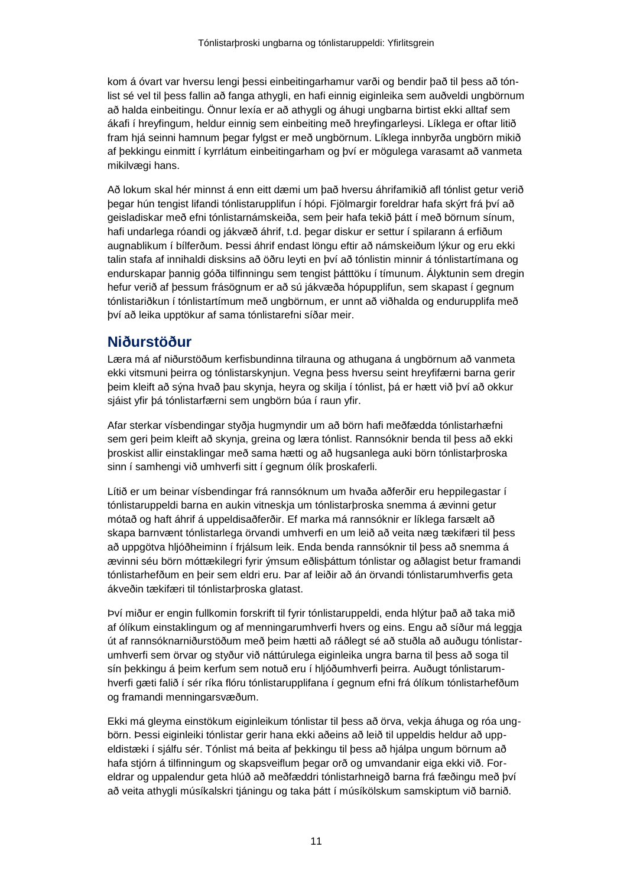kom á óvart var hversu lengi þessi einbeitingarhamur varði og bendir það til þess að tónlist sé vel til þess fallin að fanga athygli, en hafi einnig eiginleika sem auðveldi ungbörnum að halda einbeitingu. Önnur lexía er að athygli og áhugi ungbarna birtist ekki alltaf sem ákafi í hreyfingum, heldur einnig sem einbeiting með hreyfingarleysi. Líklega er oftar litið fram hjá seinni hamnum þegar fylgst er með ungbörnum. Líklega innbyrða ungbörn mikið af þekkingu einmitt í kyrrlátum einbeitingarham og því er mögulega varasamt að vanmeta mikilvægi hans.

Að lokum skal hér minnst á enn eitt dæmi um það hversu áhrifamikið afl tónlist getur verið þegar hún tengist lifandi tónlistarupplifun í hópi. Fjölmargir foreldrar hafa skýrt frá því að geisladiskar með efni tónlistarnámskeiða, sem þeir hafa tekið þátt í með börnum sínum, hafi undarlega róandi og jákvæð áhrif, t.d. þegar diskur er settur í spilarann á erfiðum augnablikum í bílferðum. Þessi áhrif endast löngu eftir að námskeiðum lýkur og eru ekki talin stafa af innihaldi disksins að öðru leyti en því að tónlistin minnir á tónlistartímana og endurskapar þannig góða tilfinningu sem tengist þátttöku í tímunum. Ályktunin sem dregin hefur verið af þessum frásögnum er að sú jákvæða hópupplifun, sem skapast í gegnum tónlistariðkun í tónlistartímum með ungbörnum, er unnt að viðhalda og endurupplifa með því að leika upptökur af sama tónlistarefni síðar meir.

## Niðurstöður

Læra má af niðurstöðum kerfisbundinna tilrauna og athugana á ungbörnum að vanmeta ekki vitsmuni þeirra og tónlistarskynjun. Vegna þess hversu seint hreyfifærni barna gerir þeim kleift að sýna hvað þau skynja, heyra og skilja í tónlist, þá er hætt við því að okkur sjáist yfir þá tónlistarfærni sem ungbörn búa í raun yfir.

Afar sterkar vísbendingar styðja hugmyndir um að börn hafi meðfædda tónlistarhæfni sem geri þeim kleift að skynja, greina og læra tónlist. Rannsóknir benda til þess að ekki þroskist allir einstaklingar með sama hætti og að hugsanlega auki börn tónlistarþroska sinn í samhengi við umhverfi sitt í gegnum ólík þroskaferli.

Lítið er um beinar vísbendingar frá rannsóknum um hvaða aðferðir eru heppilegastar í tónlistaruppeldi barna en aukin vitneskja um tónlistarþroska snemma á ævinni getur mótað og haft áhrif á uppeldisaðferðir. Ef marka má rannsóknir er líklega farsælt að skapa barnvænt tónlistarlega örvandi umhverfi en um leið að veita næg tækifæri til þess að uppgötva hljóðheiminn í frjálsum leik. Enda benda rannsóknir til þess að snemma á ævinni séu börn móttækilegri fyrir ýmsum eðlisþáttum tónlistar og aðlagist betur framandi tónlistarhefðum en þeir sem eldri eru. Þar af leiðir að án örvandi tónlistarumhverfis geta ákveðin tækifæri til tónlistarþroska glatast.

Því miður er engin fullkomin forskrift til fyrir tónlistaruppeldi, enda hlýtur það að taka mið af ólíkum einstaklingum og af menningarumhverfi hvers og eins. Engu að síður má leggja út af rannsóknarniðurstöðum með þeim hætti að ráðlegt sé að stuðla að auðugu tónlistarumhverfi sem örvar og styður við náttúrulega eiginleika ungra barna til þess að soga til sín þekkingu á þeim kerfum sem notuð eru í hljóðumhverfi þeirra. Auðugt tónlistarumhverfi gæti falið í sér ríka flóru tónlistarupplifana í gegnum efni frá ólíkum tónlistarhefðum og framandi menningarsvæðum.

Ekki má gleyma einstökum eiginleikum tónlistar til þess að örva, vekja áhuga og róa ungbörn. Þessi eiginleiki tónlistar gerir hana ekki aðeins að leið til uppeldis heldur að uppeldistæki í sjálfu sér. Tónlist má beita af þekkingu til þess að hjálpa ungum börnum að hafa stjórn á tilfinningum og skapsveiflum þegar orð og umvandanir eiga ekki við. Foreldrar og uppalendur geta hlúð að meðfæddri tónlistarhneigð barna frá fæðingu með því að veita athygli músíkalskri tjáningu og taka þátt í músíkölskum samskiptum við barnið.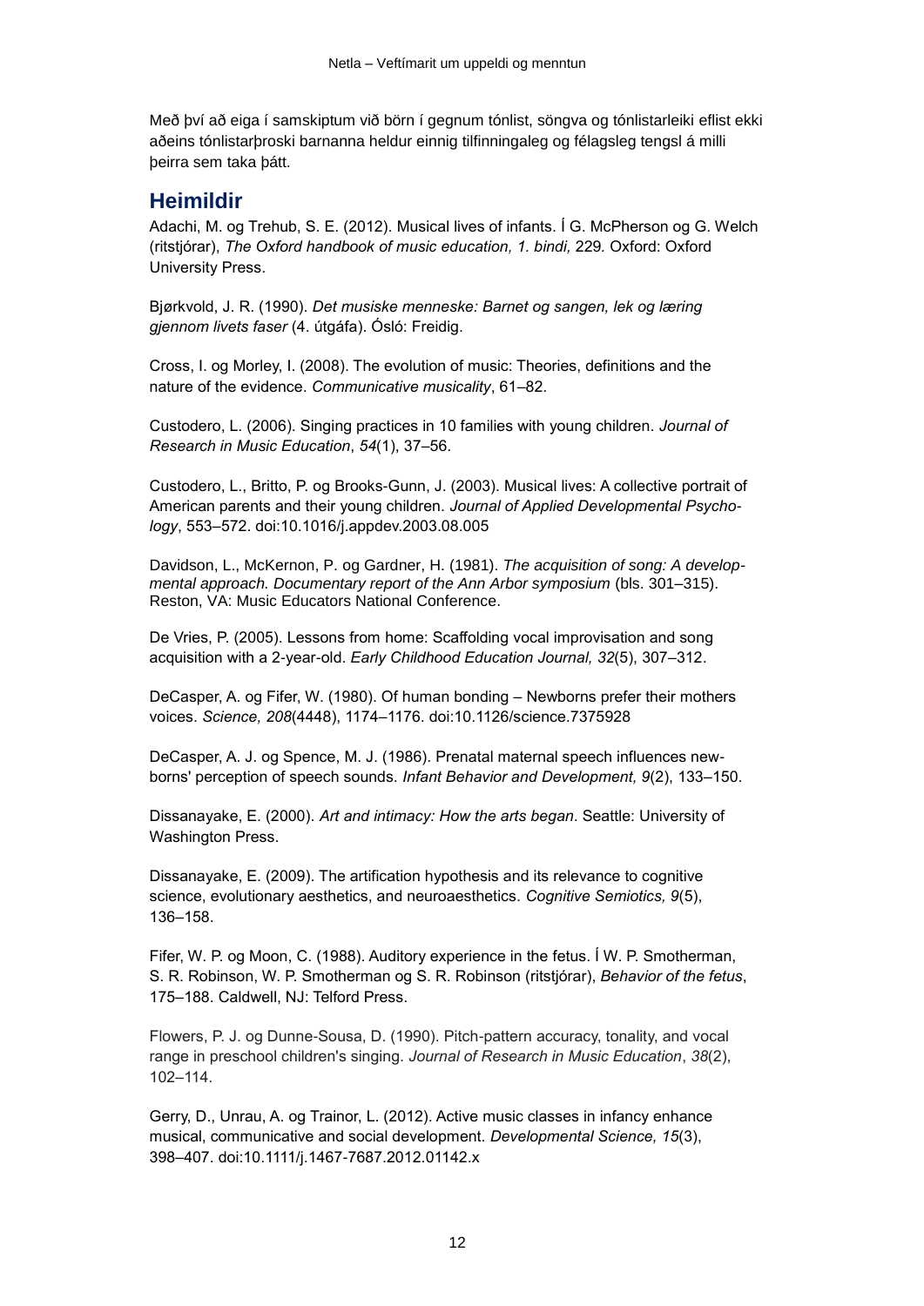Með því að eiga í samskiptum við börn í gegnum tónlist, söngva og tónlistarleiki eflist ekki aðeins tónlistarþroski barnanna heldur einnig tilfinningaleg og félagsleg tengsl á milli þeirra sem taka þátt.

## Heimildir

Adachi, M. og Trehub, S. E. (2012). Musical lives of infants. Í G. McPherson og G. Welch (ritstjórar), *The Oxford handbook of music education, 1. bindi,* 229. Oxford: Oxford University Press.

Bjørkvold, J. R. (1990). *Det musiske menneske: Barnet og sangen, lek og læring gjennom livets faser* (4. útgáfa). Ósló: Freidig.

Cross, I. og Morley, I. (2008). The evolution of music: Theories, definitions and the nature of the evidence. *Communicative musicality*, 61–82.

Custodero, L. (2006). Singing practices in 10 families with young children. *Journal of Research in Music Education*, *54*(1), 37–56.

Custodero, L., Britto, P. og Brooks-Gunn, J. (2003). Musical lives: A collective portrait of American parents and their young children. *Journal of Applied Developmental Psychology*, 553–572. doi:10.1016/j.appdev.2003.08.005

Davidson, L., McKernon, P. og Gardner, H. (1981). *The acquisition of song: A developmental approach. Documentary report of the Ann Arbor symposium* (bls. 301–315). Reston, VA: Music Educators National Conference.

De Vries, P. (2005). Lessons from home: Scaffolding vocal improvisation and song acquisition with a 2-year-old. *Early Childhood Education Journal, 32*(5), 307–312.

DeCasper, A. og Fifer, W. (1980). Of human bonding – Newborns prefer their mothers voices. *Science, 208*(4448), 1174–1176. doi:10.1126/science.7375928

DeCasper, A. J. og Spence, M. J. (1986). Prenatal maternal speech influences newborns' perception of speech sounds. *Infant Behavior and Development, 9*(2), 133–150.

Dissanayake, E. (2000). *Art and intimacy: How the arts began*. Seattle: University of Washington Press.

Dissanayake, E. (2009). The artification hypothesis and its relevance to cognitive science, evolutionary aesthetics, and neuroaesthetics. *Cognitive Semiotics, 9*(5), 136–158.

Fifer, W. P. og Moon, C. (1988). Auditory experience in the fetus. Í W. P. Smotherman, S. R. Robinson, W. P. Smotherman og S. R. Robinson (ritstjórar), *Behavior of the fetus*, 175–188. Caldwell, NJ: Telford Press.

Flowers, P. J. og Dunne-Sousa, D. (1990). Pitch-pattern accuracy, tonality, and vocal range in preschool children's singing. *Journal of Research in Music Education*, *38*(2), 102–114.

Gerry, D., Unrau, A. og Trainor, L. (2012). Active music classes in infancy enhance musical, communicative and social development. *Developmental Science, 15*(3), 398–407. doi:10.1111/j.1467-7687.2012.01142.x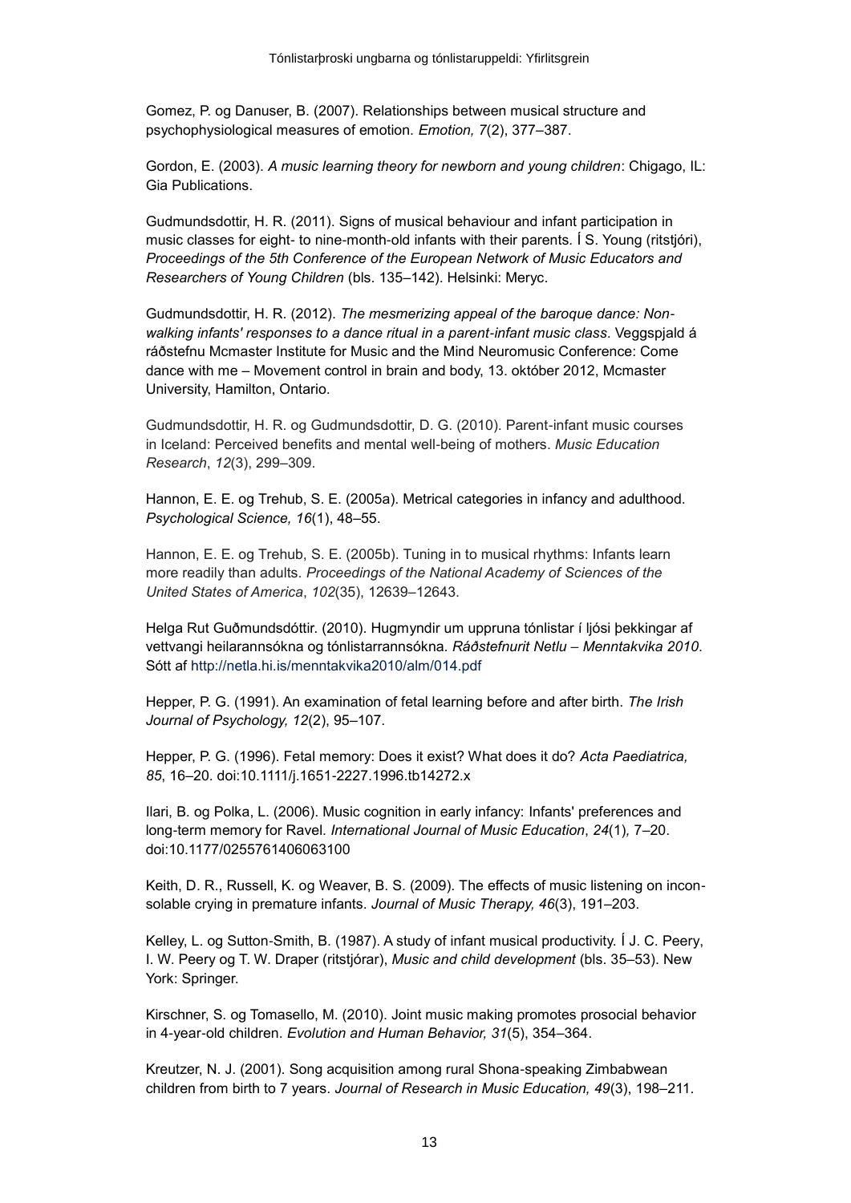Gomez, P. og Danuser, B. (2007). Relationships between musical structure and psychophysiological measures of emotion. *Emotion, 7*(2), 377–387.

Gordon, E. (2003). *A music learning theory for newborn and young children*: Chigago, IL: Gia Publications.

Gudmundsdottir, H. R. (2011). Signs of musical behaviour and infant participation in music classes for eight- to nine-month-old infants with their parents. Í S. Young (ritstjóri), *Proceedings of the 5th Conference of the European Network of Music Educators and Researchers of Young Children* (bls. 135–142). Helsinki: Meryc.

Gudmundsdottir, H. R. (2012). *The mesmerizing appeal of the baroque dance: Non-walking infants' responses to a dance ritual in a parent-infant music class*. Veggspjald á ráðstefnu Mcmaster Institute for Music and the Mind Neuromusic Conference: Come dance with me – Movement control in brain and body, 13. október 2012, Mcmaster University, Hamilton, Ontario.

Gudmundsdottir, H. R. og Gudmundsdottir, D. G. (2010). Parent-infant music courses in Iceland: Perceived benefits and mental well-being of mothers. *Music Education Research*, *12*(3), 299–309.

Hannon, E. E. og Trehub, S. E. (2005a). Metrical categories in infancy and adulthood. *Psychological Science, 16*(1), 48–55.

Hannon, E. E. og Trehub, S. E. (2005b). Tuning in to musical rhythms: Infants learn more readily than adults. *Proceedings of the National Academy of Sciences of the United States of America*, *102*(35), 12639–12643.

Helga Rut Guðmundsdóttir. (2010). Hugmyndir um uppruna tónlistar í ljósi þekkingar af vettvangi heilarannsókna og tónlistarrannsókna. *Ráðstefnurit Netlu – Menntakvika 2010*. Sótt af http://netla.hi.is/menntakvika2010/alm/014.pdf

Hepper, P. G. (1991). An examination of fetal learning before and after birth. *The Irish Journal of Psychology, 12*(2), 95–107.

Hepper, P. G. (1996). Fetal memory: Does it exist? What does it do? *Acta Paediatrica, 85*, 16–20. doi:10.1111/j.1651-2227.1996.tb14272.x

Ilari, B. og Polka, L. (2006). Music cognition in early infancy: Infants' preferences and long-term memory for Ravel. *International Journal of Music Education*, *24*(1), 7–20. doi:10.1177/0255761406063100

Keith, D. R., Russell, K. og Weaver, B. S. (2009). The effects of music listening on inconsolable crying in premature infants. *Journal of Music Therapy, 46*(3), 191–203.

Kelley, L. og Sutton-Smith, B. (1987). A study of infant musical productivity. Í J. C. Peery, I. W. Peery og T. W. Draper (ritstjórar), *Music and child development* (bls. 35–53). New York: Springer.

Kirschner, S. og Tomasello, M. (2010). Joint music making promotes prosocial behavior in 4-year-old children. *Evolution and Human Behavior, 31*(5), 354–364.

Kreutzer, N. J. (2001). Song acquisition among rural Shona-speaking Zimbabwean children from birth to 7 years. *Journal of Research in Music Education, 49*(3), 198–211.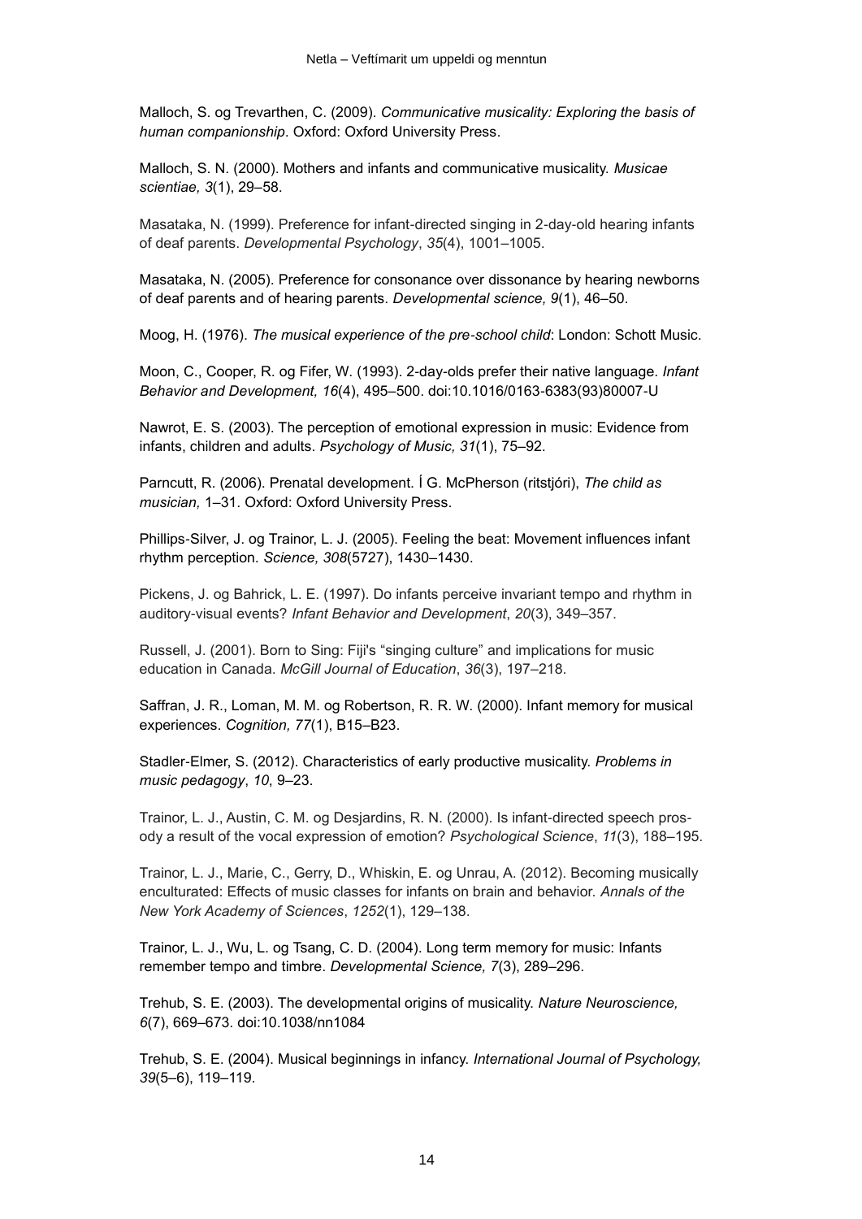Malloch, S. og Trevarthen, C. (2009). *Communicative musicality: Exploring the basis of human companionship*. Oxford: Oxford University Press.

Malloch, S. N. (2000). Mothers and infants and communicative musicality. *Musicae scientiae, 3*(1), 29–58.

Masataka, N. (1999). Preference for infant-directed singing in 2-day-old hearing infants of deaf parents. *Developmental Psychology*, *35*(4), 1001–1005.

Masataka, N. (2005). Preference for consonance over dissonance by hearing newborns of deaf parents and of hearing parents. *Developmental science, 9*(1), 46–50.

Moog, H. (1976). *The musical experience of the pre-school child*: London: Schott Music.

Moon, C., Cooper, R. og Fifer, W. (1993). 2-day-olds prefer their native language. *Infant Behavior and Development, 16*(4), 495–500. doi:10.1016/0163-6383(93)80007-U

Nawrot, E. S. (2003). The perception of emotional expression in music: Evidence from infants, children and adults. *Psychology of Music, 31*(1), 75–92.

Parncutt, R. (2006). Prenatal development. Í G. McPherson (ritstjóri), *The child as musician,* 1–31. Oxford: Oxford University Press.

Phillips-Silver, J. og Trainor, L. J. (2005). Feeling the beat: Movement influences infant rhythm perception. *Science, 308*(5727), 1430–1430.

Pickens, J. og Bahrick, L. E. (1997). Do infants perceive invariant tempo and rhythm in auditory-visual events? *Infant Behavior and Development*, *20*(3), 349–357.

Russell, J. (2001). Born to Sing: Fiji's "singing culture" and implications for music education in Canada. *McGill Journal of Education*, *36*(3), 197–218.

Saffran, J. R., Loman, M. M. og Robertson, R. R. W. (2000). Infant memory for musical experiences. *Cognition, 77*(1), B15–B23.

Stadler-Elmer, S. (2012). Characteristics of early productive musicality. *Problems in music pedagogy*, *10*, 9–23.

Trainor, L. J., Austin, C. M. og Desjardins, R. N. (2000). Is infant-directed speech prosody a result of the vocal expression of emotion? *Psychological Science*, *11*(3), 188–195.

Trainor, L. J., Marie, C., Gerry, D., Whiskin, E. og Unrau, A. (2012). Becoming musically enculturated: Effects of music classes for infants on brain and behavior. *Annals of the New York Academy of Sciences*, *1252*(1), 129–138.

Trainor, L. J., Wu, L. og Tsang, C. D. (2004). Long term memory for music: Infants remember tempo and timbre. *Developmental Science, 7*(3), 289–296.

Trehub, S. E. (2003). The developmental origins of musicality. *Nature Neuroscience, 6*(7), 669–673. doi:10.1038/nn1084

Trehub, S. E. (2004). Musical beginnings in infancy. *International Journal of Psychology, 39*(5–6), 119–119.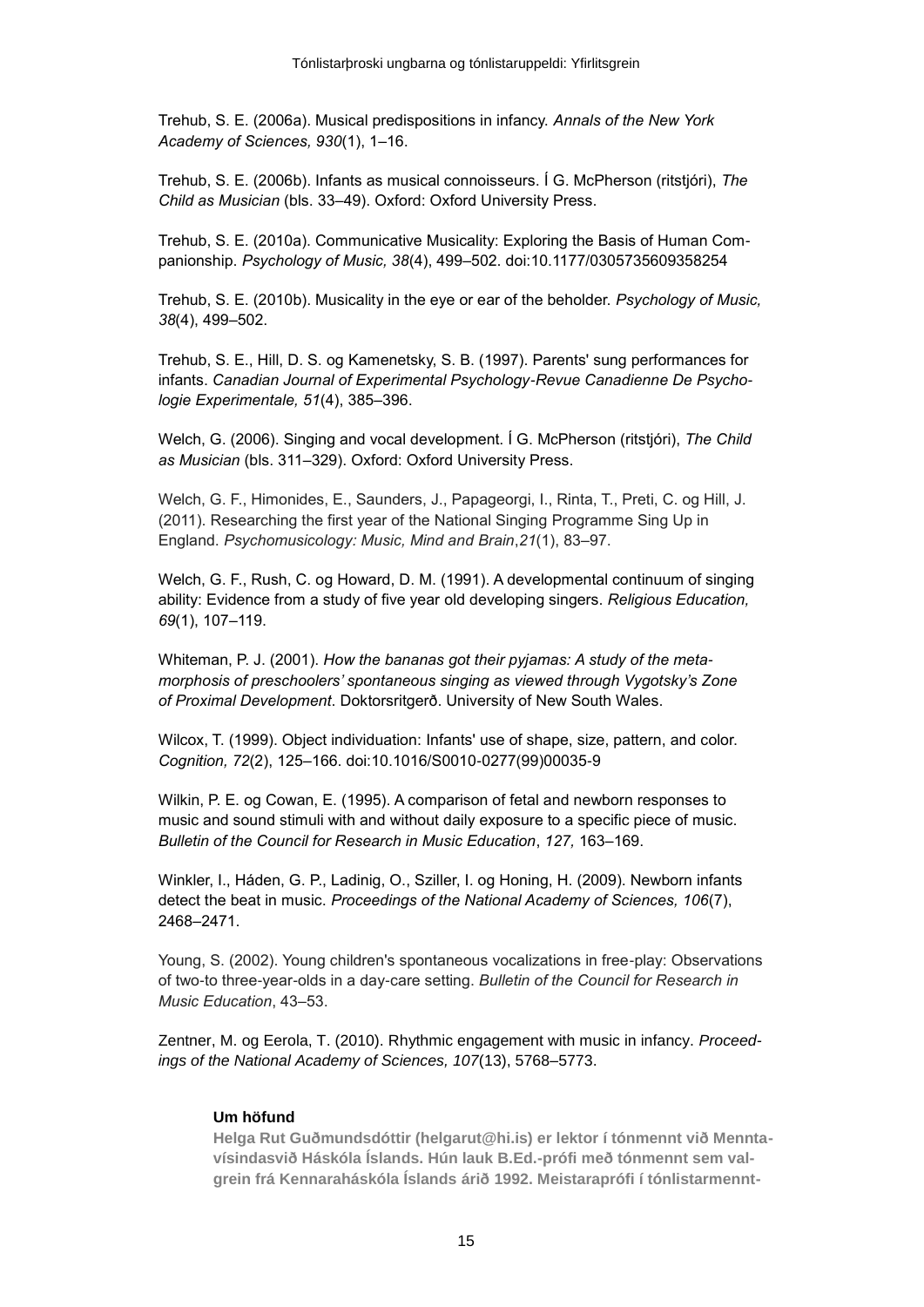Trehub, S. E. (2006a). Musical predispositions in infancy. *Annals of the New York Academy of Sciences, 930*(1), 1–16.

Trehub, S. E. (2006b). Infants as musical connoisseurs. Í G. McPherson (ritstjóri), *The Child as Musician* (bls. 33–49). Oxford: Oxford University Press.

Trehub, S. E. (2010a). Communicative Musicality: Exploring the Basis of Human Companionship. *Psychology of Music, 38*(4), 499–502. doi:10.1177/0305735609358254

Trehub, S. E. (2010b). Musicality in the eye or ear of the beholder. *Psychology of Music, 38*(4), 499–502.

Trehub, S. E., Hill, D. S. og Kamenetsky, S. B. (1997). Parents' sung performances for infants. *Canadian Journal of Experimental Psychology-Revue Canadienne De Psychologie Experimentale, 51*(4), 385–396.

Welch, G. (2006). Singing and vocal development. Í G. McPherson (ritstjóri), *The Child as Musician* (bls. 311–329). Oxford: Oxford University Press.

Welch, G. F., Himonides, E., Saunders, J., Papageorgi, I., Rinta, T., Preti, C. og Hill, J. (2011). Researching the first year of the National Singing Programme Sing Up in England. *Psychomusicology: Music, Mind and Brain*,*21*(1), 83–97.

Welch, G. F., Rush, C. og Howard, D. M. (1991). A developmental continuum of singing ability: Evidence from a study of five year old developing singers. *Religious Education, 69*(1), 107–119.

Whiteman, P. J. (2001). *How the bananas got their pyjamas: A study of the metamorphosis of preschoolers' spontaneous singing as viewed through Vygotsky's Zone of Proximal Development*. Doktorsritgerð. University of New South Wales.

Wilcox, T. (1999). Object individuation: Infants' use of shape, size, pattern, and color. *Cognition, 72*(2), 125–166. doi:10.1016/S0010-0277(99)00035-9

Wilkin, P. E. og Cowan, E. (1995). A comparison of fetal and newborn responses to music and sound stimuli with and without daily exposure to a specific piece of music. *Bulletin of the Council for Research in Music Education*, *127,* 163–169.

Winkler, I., Háden, G. P., Ladinig, O., Sziller, I. og Honing, H. (2009). Newborn infants detect the beat in music. *Proceedings of the National Academy of Sciences, 106*(7), 2468–2471.

Young, S. (2002). Young children's spontaneous vocalizations in free-play: Observations of two-to three-year-olds in a day-care setting. *Bulletin of the Council for Research in Music Education*, 43–53.

Zentner, M. og Eerola, T. (2010). Rhythmic engagement with music in infancy. *Proceedings of the National Academy of Sciences, 107*(13), 5768–5773.

**Um höfund**

**Helga Rut Guðmundsdóttir (helgarut@hi.is) er lektor í tónmennt við Menntavísindasvið Háskóla Íslands. Hún lauk B.Ed.-prófi með tónmennt sem valgrein frá Kennaraháskóla Íslands árið 1992. Meistaraprófi í tónlistarmennt-**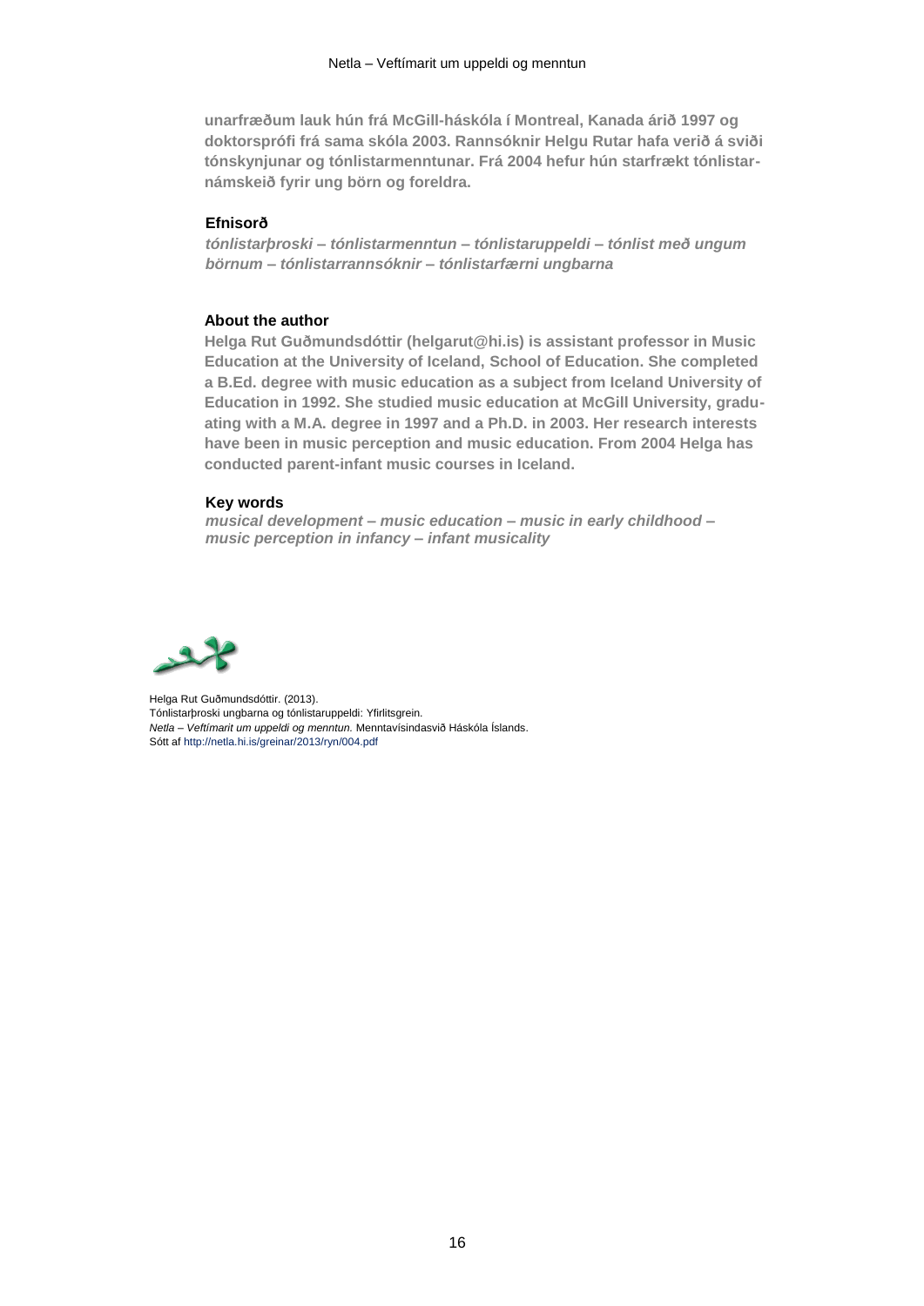**unarfræðum lauk hún frá McGill-háskóla í Montreal, Kanada árið 1997 og doktorsprófi frá sama skóla 2003. Rannsóknir Helgu Rutar hafa verið á sviði tónskynjunar og tónlistarmenntunar. Frá 2004 hefur hún starfrækt tónlistarnámskeið fyrir ung börn og foreldra.**

### Efnisorð

***tónlistarþroski – tónlistarmenntun – tónlistaruppeldi – tónlist með ungum börnum – tónlistarrannsóknir – tónlistarfærni ungbarna***

### About the author

**Helga Rut Guðmundsdóttir (helgarut@hi.is) is assistant professor in Music Education at the University of Iceland, School of Education. She completed a B.Ed. degree with music education as a subject from Iceland University of Education in 1992. She studied music education at McGill University, graduating with a M.A. degree in 1997 and a Ph.D. in 2003. Her research interests have been in music perception and music education. From 2004 Helga has conducted parent-infant music courses in Iceland.**

### Key words

***musical development – music education – music in early childhood – music perception in infancy – infant musicality***

Helga Rut Guðmundsdóttir. (2013).
Tónlistarþroski ungbarna og tónlistaruppeldi: Yfirlitsgrein.
*Netla – Veftímarit um uppeldi og menntun.* Menntavísindasvið Háskóla Íslands.
Sótt af http://netla.hi.is/greinar/2013/ryn/004.pdf